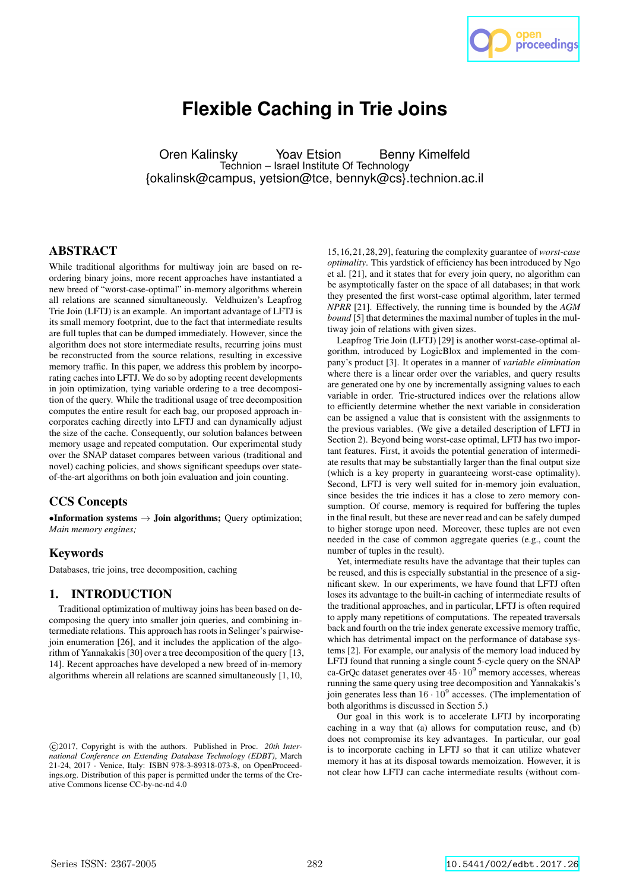# Flexible Caching in Trie Joins

Oren Kalinsky Yoav Etsion Benny Kimelfeld
Technion – Israel Institute Of Technology
{okalinsk@campus, yetsion@tce, bennyk@cs}.technion.ac.il

## ABSTRACT

While traditional algorithms for multiway join are based on re-ordering binary joins, more recent approaches have instantiated a new breed of "worst-case-optimal" in-memory algorithms wherein all relations are scanned simultaneously. Veldhuizen's Leapfrog Trie Join (LFTJ) is an example. An important advantage of LFTJ is its small memory footprint, due to the fact that intermediate results are full tuples that can be dumped immediately. However, since the algorithm does not store intermediate results, recurring joins must be reconstructed from the source relations, resulting in excessive memory traffic. In this paper, we address this problem by incorporating caches into LFTJ. We do so by adopting recent developments in join optimization, tying variable ordering to a tree decomposition of the query. While the traditional usage of tree decomposition computes the entire result for each bag, our proposed approach incorporates caching directly into LFTJ and can dynamically adjust the size of the cache. Consequently, our solution balances between memory usage and repeated computation. Our experimental study over the SNAP dataset compares between various (traditional and novel) caching policies, and shows significant speedups over state-of-the-art algorithms on both join evaluation and join counting.

## CCS Concepts

•**Information systems** → **Join algorithms;** Query optimization; *Main memory engines;*

## Keywords

Databases, trie joins, tree decomposition, caching

## 1. INTRODUCTION

Traditional optimization of multiway joins has been based on decomposing the query into smaller join queries, and combining intermediate relations. This approach has roots in Selinger's pairwise-join enumeration [26], and it includes the application of the algorithm of Yannakakis [30] over a tree decomposition of the query [13, 14]. Recent approaches have developed a new breed of in-memory algorithms wherein all relations are scanned simultaneously [1, 10, 15, 16, 21, 28, 29], featuring the complexity guarantee of *worst-case optimality*. This yardstick of efficiency has been introduced by Ngo et al. [21], and it states that for every join query, no algorithm can be asymptotically faster on the space of all databases; in that work they presented the first worst-case optimal algorithm, later termed *NPRR* [21]. Effectively, the running time is bounded by the *AGM bound* [5] that determines the maximal number of tuples in the multiway join of relations with given sizes.

Leapfrog Trie Join (LFTJ) [29] is another worst-case-optimal algorithm, introduced by LogicBlox and implemented in the company's product [3]. It operates in a manner of *variable elimination* where there is a linear order over the variables, and query results are generated one by one by incrementally assigning values to each variable in order. Trie-structured indices over the relations allow to efficiently determine whether the next variable in consideration can be assigned a value that is consistent with the assignments to the previous variables. (We give a detailed description of LFTJ in Section 2). Beyond being worst-case optimal, LFTJ has two important features. First, it avoids the potential generation of intermediate results that may be substantially larger than the final output size (which is a key property in guaranteeing worst-case optimality). Second, LFTJ is very well suited for in-memory join evaluation, since besides the trie indices it has a close to zero memory consumption. Of course, memory is required for buffering the tuples in the final result, but these are never read and can be safely dumped to higher storage upon need. Moreover, these tuples are not even needed in the case of common aggregate queries (e.g., count the number of tuples in the result).

Yet, intermediate results have the advantage that their tuples can be reused, and this is especially substantial in the presence of a significant skew. In our experiments, we have found that LFTJ often loses its advantage to the built-in caching of intermediate results of the traditional approaches, and in particular, LFTJ is often required to apply many repetitions of computations. The repeated traversals back and fourth on the trie index generate excessive memory traffic, which has detrimental impact on the performance of database systems [2]. For example, our analysis of the memory load induced by LFTJ found that running a single count 5-cycle query on the SNAP ca-GrQc dataset generates over $45 \cdot 10^9$ memory accesses, whereas running the same query using tree decomposition and Yannakakis's join generates less than $16 \cdot 10^9$ accesses. (The implementation of both algorithms is discussed in Section 5.)

Our goal in this work is to accelerate LFTJ by incorporating caching in a way that (a) allows for computation reuse, and (b) does not compromise its key advantages. In particular, our goal is to incorporate caching in LFTJ so that it can utilize whatever memory it has at its disposal towards memoization. However, it is not clear how LFTJ can cache intermediate results (without com-

©2017, Copyright is with the authors. Published in Proc. *20th International Conference on Extending Database Technology (EDBT)*, March 21-24, 2017 - Venice, Italy: ISBN 978-3-89318-073-8, on OpenProceedings.org. Distribution of this paper is permitted under the terms of the Creative Commons license CC-by-nc-nd 4.0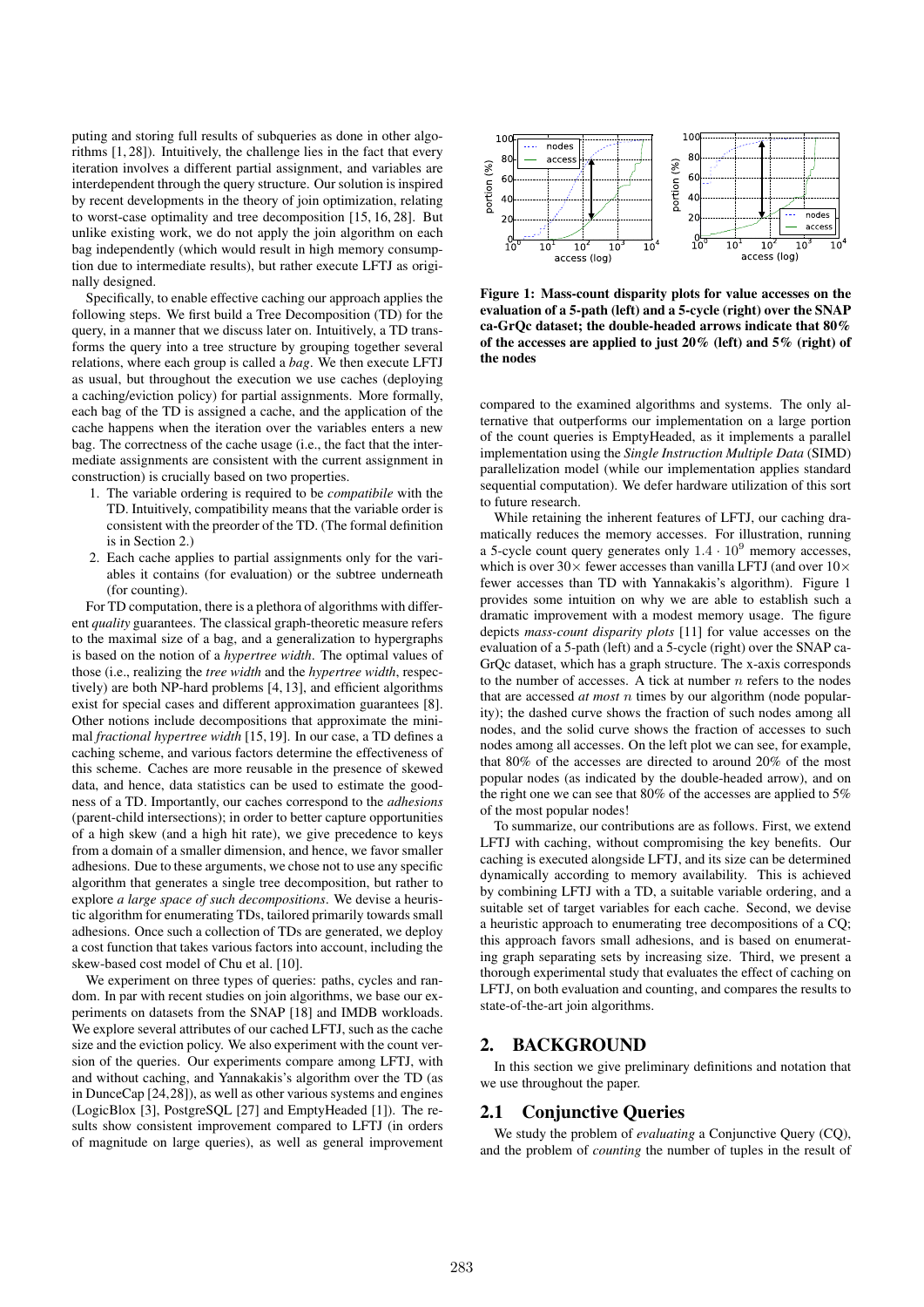puting and storing full results of subqueries as done in other algorithms [1, 28]). Intuitively, the challenge lies in the fact that every iteration involves a different partial assignment, and variables are interdependent through the query structure. Our solution is inspired by recent developments in the theory of join optimization, relating to worst-case optimality and tree decomposition [15, 16, 28]. But unlike existing work, we do not apply the join algorithm on each bag independently (which would result in high memory consumption due to intermediate results), but rather execute LFTJ as originally designed.

Specifically, to enable effective caching our approach applies the following steps. We first build a Tree Decomposition (TD) for the query, in a manner that we discuss later on. Intuitively, a TD transforms the query into a tree structure by grouping together several relations, where each group is called a *bag*. We then execute LFTJ as usual, but throughout the execution we use caches (deploying a caching/eviction policy) for partial assignments. More formally, each bag of the TD is assigned a cache, and the application of the cache happens when the iteration over the variables enters a new bag. The correctness of the cache usage (i.e., the fact that the intermediate assignments are consistent with the current assignment in construction) is crucially based on two properties.

1. The variable ordering is required to be *compatibile* with the TD. Intuitively, compatibility means that the variable order is consistent with the preorder of the TD. (The formal definition is in Section 2.)
2. Each cache applies to partial assignments only for the variables it contains (for evaluation) or the subtree underneath (for counting).

For TD computation, there is a plethora of algorithms with different *quality* guarantees. The classical graph-theoretic measure refers to the maximal size of a bag, and a generalization to hypergraphs is based on the notion of a *hypertree width*. The optimal values of those (i.e., realizing the *tree width* and the *hypertree width*, respectively) are both NP-hard problems [4, 13], and efficient algorithms exist for special cases and different approximation guarantees [8]. Other notions include decompositions that approximate the minimal *fractional hypertree width* [15, 19]. In our case, a TD defines a caching scheme, and various factors determine the effectiveness of this scheme. Caches are more reusable in the presence of skewed data, and hence, data statistics can be used to estimate the goodness of a TD. Importantly, our caches correspond to the *adhesions* (parent-child intersections); in order to better capture opportunities of a high skew (and a high hit rate), we give precedence to keys from a domain of a smaller dimension, and hence, we favor smaller adhesions. Due to these arguments, we chose not to use any specific algorithm that generates a single tree decomposition, but rather to explore *a large space of such decompositions*. We devise a heuristic algorithm for enumerating TDs, tailored primarily towards small adhesions. Once such a collection of TDs are generated, we deploy a cost function that takes various factors into account, including the skew-based cost model of Chu et al. [10].

We experiment on three types of queries: paths, cycles and random. In par with recent studies on join algorithms, we base our experiments on datasets from the SNAP [18] and IMDB workloads. We explore several attributes of our cached LFTJ, such as the cache size and the eviction policy. We also experiment with the count version of the queries. Our experiments compare among LFTJ, with and without caching, and Yannakakis's algorithm over the TD (as in DunceCap [24,28]), as well as other various systems and engines (LogicBlox [3], PostgreSQL [27] and EmptyHeaded [1]). The results show consistent improvement compared to LFTJ (in orders of magnitude on large queries), as well as general improvement compared to the examined algorithms and systems. The only alternative that outperforms our implementation on a large portion of the count queries is EmptyHeaded, as it implements a parallel implementation using the *Single Instruction Multiple Data* (SIMD) parallelization model (while our implementation applies standard sequential computation). We defer hardware utilization of this sort to future research.

**Figure 1: Mass-count disparity plots for value accesses on the evaluation of a 5-path (left) and a 5-cycle (right) over the SNAP ca-GrQc dataset; the double-headed arrows indicate that 80% of the accesses are applied to just 20% (left) and 5% (right) of the nodes**

While retaining the inherent features of LFTJ, our caching dramatically reduces the memory accesses. For illustration, running a 5-cycle count query generates only $1.4 \cdot 10^9$ memory accesses, which is over $30\times$ fewer accesses than vanilla LFTJ (and over $10\times$ fewer accesses than TD with Yannakakis's algorithm). Figure 1 provides some intuition on why we are able to establish such a dramatic improvement with a modest memory usage. The figure depicts *mass-count disparity plots* [11] for value accesses on the evaluation of a 5-path (left) and a 5-cycle (right) over the SNAP ca-GrQc dataset, which has a graph structure. The x-axis corresponds to the number of accesses. A tick at number $n$ refers to the nodes that are accessed *at most* $n$ times by our algorithm (node popularity); the dashed curve shows the fraction of such nodes among all nodes, and the solid curve shows the fraction of accesses to such nodes among all accesses. On the left plot we can see, for example, that 80% of the accesses are directed to around 20% of the most popular nodes (as indicated by the double-headed arrow), and on the right one we can see that 80% of the accesses are applied to 5% of the most popular nodes!

To summarize, our contributions are as follows. First, we extend LFTJ with caching, without compromising the key benefits. Our caching is executed alongside LFTJ, and its size can be determined dynamically according to memory availability. This is achieved by combining LFTJ with a TD, a suitable variable ordering, and a suitable set of target variables for each cache. Second, we devise a heuristic approach to enumerating tree decompositions of a CQ; this approach favors small adhesions, and is based on enumerating graph separating sets by increasing size. Third, we present a thorough experimental study that evaluates the effect of caching on LFTJ, on both evaluation and counting, and compares the results to state-of-the-art join algorithms.

## 2. BACKGROUND

In this section we give preliminary definitions and notation that we use throughout the paper.

### 2.1 Conjunctive Queries

We study the problem of *evaluating* a Conjunctive Query (CQ), and the problem of *counting* the number of tuples in the result of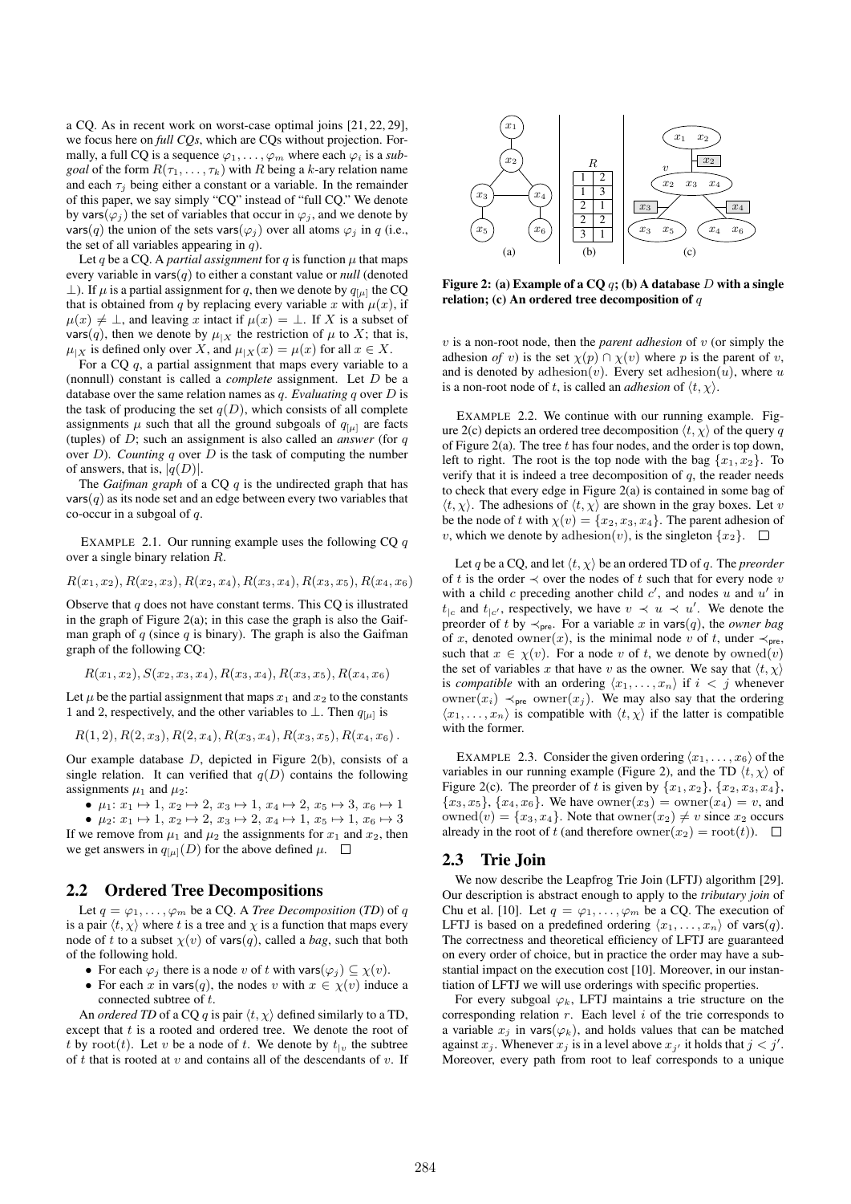a CQ. As in recent work on worst-case optimal joins [21, 22, 29], we focus here on *full CQs*, which are CQs without projection. Formally, a full CQ is a sequence $\varphi_1, \dots, \varphi_m$ where each $\varphi_i$ is a *subgoal* of the form $R(\tau_1, \dots, \tau_k)$ with $R$ being a $k$-ary relation name and each $\tau_j$ being either a constant or a variable. In the remainder of this paper, we say simply "CQ" instead of "full CQ." We denote by $\mathsf{vars}(\varphi_j)$ the set of variables that occur in $\varphi_j$, and we denote by $\mathsf{vars}(q)$ the union of the sets $\mathsf{vars}(\varphi_j)$ over all atoms $\varphi_j$ in $q$ (i.e., the set of all variables appearing in $q$).

Let $q$ be a CQ. A *partial assignment* for $q$ is function $\mu$ that maps every variable in $\mathsf{vars}(q)$ to either a constant value or *null* (denoted $\bot$). If $\mu$ is a partial assignment for $q$, then we denote by $q_{[\mu]}$ the CQ that is obtained from $q$ by replacing every variable $x$ with $\mu(x)$, if $\mu(x) \neq \bot$, and leaving $x$ intact if $\mu(x) = \bot$. If $X$ is a subset of $\mathsf{vars}(q)$, then we denote by $\mu_{|X}$ the restriction of $\mu$ to $X$; that is, $\mu_{|X}$ is defined only over $X$, and $\mu_{|X}(x) = \mu(x)$ for all $x \in X$.

For a CQ $q$, a partial assignment that maps every variable to a (nonnull) constant is called a *complete* assignment. Let $D$ be a database over the same relation names as $q$. *Evaluating* $q$ over $D$ is the task of producing the set $q(D)$, which consists of all complete assignments $\mu$ such that all the ground subgoals of $q_{[\mu]}$ are facts (tuples) of $D$; such an assignment is also called an *answer* (for $q$ over $D$). *Counting* $q$ over $D$ is the task of computing the number of answers, that is, $|q(D)|$.

The *Gaifman graph* of a CQ $q$ is the undirected graph that has $\mathsf{vars}(q)$ as its node set and an edge between every two variables that co-occur in a subgoal of $q$.

EXAMPLE 2.1. Our running example uses the following CQ $q$ over a single binary relation $R$.

$$R(x_1, x_2), R(x_2, x_3), R(x_2, x_4), R(x_3, x_4), R(x_3, x_5), R(x_4, x_6)$$

Observe that $q$ does not have constant terms. This CQ is illustrated in the graph of Figure 2(a); in this case the graph is also the Gaifman graph of $q$ (since $q$ is binary). The graph is also the Gaifman graph of the following CQ:

$$R(x_1, x_2), S(x_2, x_3, x_4), R(x_3, x_4), R(x_3, x_5), R(x_4, x_6)$$

Let $\mu$ be the partial assignment that maps $x_1$ and $x_2$ to the constants 1 and 2, respectively, and the other variables to $\bot$. Then $q_{[\mu]}$ is

$$R(1, 2), R(2, x_3), R(2, x_4), R(x_3, x_4), R(x_3, x_5), R(x_4, x_6)\,.$$

Our example database $D$, depicted in Figure 2(b), consists of a single relation. It can verified that $q(D)$ contains the following assignments $\mu_1$ and $\mu_2$:

- $\mu_1$: $x_1 \mapsto 1$, $x_2 \mapsto 2$, $x_3 \mapsto 1$, $x_4 \mapsto 2$, $x_5 \mapsto 3$, $x_6 \mapsto 1$
- $\mu_2$: $x_1 \mapsto 1$, $x_2 \mapsto 2$, $x_3 \mapsto 2$, $x_4 \mapsto 1$, $x_5 \mapsto 1$, $x_6 \mapsto 3$

If we remove from $\mu_1$ and $\mu_2$ the assignments for $x_1$ and $x_2$, then we get answers in $q_{[\mu]}(D)$ for the above defined $\mu$. $\square$

## 2.2 Ordered Tree Decompositions

Let $q = \varphi_1, \dots, \varphi_m$ be a CQ. A *Tree Decomposition* (*TD*) of $q$ is a pair $\langle t, \chi \rangle$ where $t$ is a tree and $\chi$ is a function that maps every node of $t$ to a subset $\chi(v)$ of $\mathsf{vars}(q)$, called a *bag*, such that both of the following hold.

- For each $\varphi_j$ there is a node $v$ of $t$ with $\mathsf{vars}(\varphi_j) \subseteq \chi(v)$.
- For each $x$ in $\mathsf{vars}(q)$, the nodes $v$ with $x \in \chi(v)$ induce a connected subtree of $t$.

An *ordered TD* of a CQ $q$ is pair $\langle t, \chi \rangle$ defined similarly to a TD, except that $t$ is a rooted and ordered tree. We denote the root of $t$ by $\mathrm{root}(t)$. Let $v$ be a node of $t$. We denote by $t_{|v}$ the subtree of $t$ that is rooted at $v$ and contains all of the descendants of $v$. If $v$ is a non-root node, then the *parent adhesion* of $v$ (or simply the adhesion *of* $v$) is the set $\chi(p) \cap \chi(v)$ where $p$ is the parent of $v$, and is denoted by $\mathrm{adhesion}(v)$. Every set $\mathrm{adhesion}(u)$, where $u$ is a non-root node of $t$, is called an *adhesion* of $\langle t, \chi \rangle$.

| $R$ | |
|---|---|
| 1 | 2 |
| 1 | 3 |
| 2 | 1 |
| 2 | 2 |
| 3 | 1 |

**Figure 2: (a) Example of a CQ $q$; (b) A database $D$ with a single relation; (c) An ordered tree decomposition of $q$**

EXAMPLE 2.2. We continue with our running example. Figure 2(c) depicts an ordered tree decomposition $\langle t, \chi \rangle$ of the query $q$ of Figure 2(a). The tree $t$ has four nodes, and the order is top down, left to right. The root is the top node with the bag $\{x_1, x_2\}$. To verify that it is indeed a tree decomposition of $q$, the reader needs to check that every edge in Figure 2(a) is contained in some bag of $\langle t, \chi \rangle$. The adhesions of $\langle t, \chi \rangle$ are shown in the gray boxes. Let $v$ be the node of $t$ with $\chi(v) = \{x_2, x_3, x_4\}$. The parent adhesion of $v$, which we denote by $\mathrm{adhesion}(v)$, is the singleton $\{x_2\}$. $\square$

Let $q$ be a CQ, and let $\langle t, \chi \rangle$ be an ordered TD of $q$. The *preorder* of $t$ is the order $\prec$ over the nodes of $t$ such that for every node $v$ with a child $c$ preceding another child $c'$, and nodes $u$ and $u'$ in $t_{|c}$ and $t_{|c'}$, respectively, we have $v \prec u \prec u'$. We denote the preorder of $t$ by $\prec_{\mathsf{pre}}$. For a variable $x$ in $\mathsf{vars}(q)$, the *owner bag* of $x$, denoted $\mathrm{owner}(x)$, is the minimal node $v$ of $t$, under $\prec_{\mathsf{pre}}$, such that $x \in \chi(v)$. For a node $v$ of $t$, we denote by $\mathrm{owned}(v)$ the set of variables $x$ that have $v$ as the owner. We say that $\langle t, \chi \rangle$ is *compatible* with an ordering $\langle x_1, \dots, x_n \rangle$ if $i < j$ whenever $\mathrm{owner}(x_i) \prec_{\mathsf{pre}} \mathrm{owner}(x_j)$. We may also say that the ordering $\langle x_1, \dots, x_n \rangle$ is compatible with $\langle t, \chi \rangle$ if the latter is compatible with the former.

EXAMPLE 2.3. Consider the given ordering $\langle x_1, \dots, x_6 \rangle$ of the variables in our running example (Figure 2), and the TD $\langle t, \chi \rangle$ of Figure 2(c). The preorder of $t$ is given by $\{x_1, x_2\}$, $\{x_2, x_3, x_4\}$, $\{x_3, x_5\}$, $\{x_4, x_6\}$. We have $\mathrm{owner}(x_3) = \mathrm{owner}(x_4) = v$, and $\mathrm{owned}(v) = \{x_3, x_4\}$. Note that $\mathrm{owner}(x_2) \neq v$ since $x_2$ occurs already in the root of $t$ (and therefore $\mathrm{owner}(x_2) = \mathrm{root}(t)$). $\square$

## 2.3 Trie Join

We now describe the Leapfrog Trie Join (LFTJ) algorithm [29]. Our description is abstract enough to apply to the *tributary join* of Chu et al. [10]. Let $q = \varphi_1, \dots, \varphi_m$ be a CQ. The execution of LFTJ is based on a predefined ordering $\langle x_1, \dots, x_n \rangle$ of $\mathsf{vars}(q)$. The correctness and theoretical efficiency of LFTJ are guaranteed on every order of choice, but in practice the order may have a substantial impact on the execution cost [10]. Moreover, in our instantiation of LFTJ we will use orderings with specific properties.

For every subgoal $\varphi_k$, LFTJ maintains a trie structure on the corresponding relation $r$. Each level $i$ of the trie corresponds to a variable $x_j$ in $\mathsf{vars}(\varphi_k)$, and holds values that can be matched against $x_j$. Whenever $x_j$ is in a level above $x_{j'}$ it holds that $j < j'$. Moreover, every path from root to leaf corresponds to a unique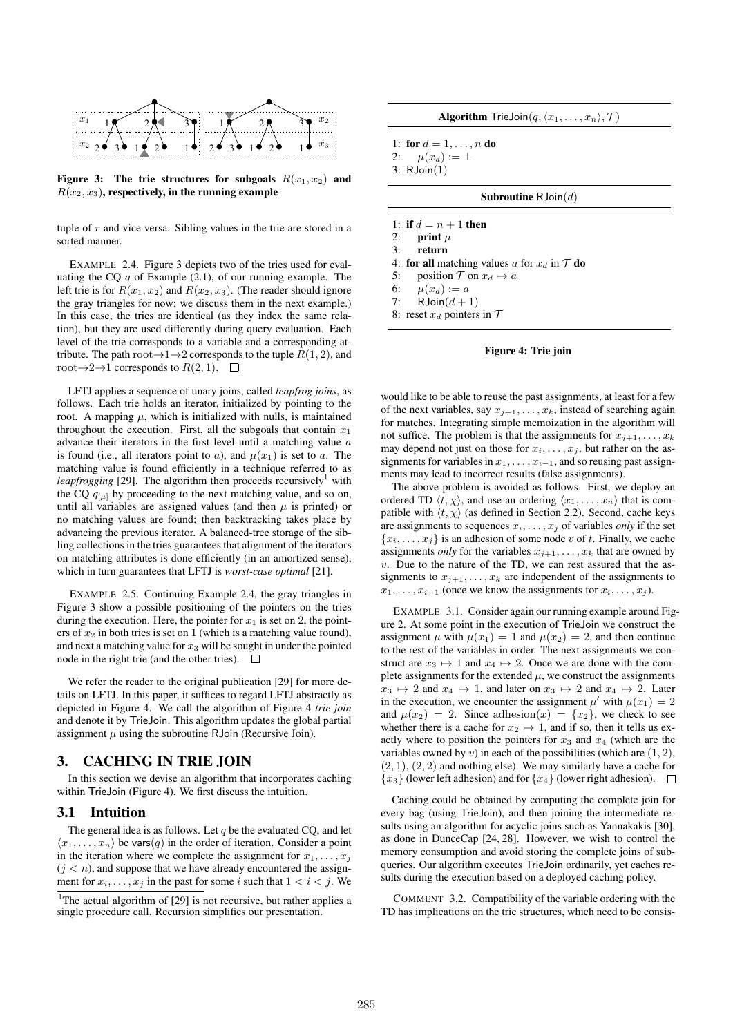**Figure 3: The trie structures for subgoals $R(x_1, x_2)$ and $R(x_2, x_3)$, respectively, in the running example**

tuple of $r$ and vice versa. Sibling values in the trie are stored in a sorted manner.

EXAMPLE 2.4. Figure 3 depicts two of the tries used for evaluating the CQ $q$ of Example (2.1), of our running example. The left trie is for $R(x_1, x_2)$ and $R(x_2, x_3)$. (The reader should ignore the gray triangles for now; we discuss them in the next example.) In this case, the tries are identical (as they index the same relation), but they are used differently during query evaluation. Each level of the trie corresponds to a variable and a corresponding attribute. The path $\text{root}\rightarrow 1 \rightarrow 2$ corresponds to the tuple $R(1, 2)$, and $\text{root}\rightarrow 2 \rightarrow 1$ corresponds to $R(2, 1)$. □

LFTJ applies a sequence of unary joins, called *leapfrog joins*, as follows. Each trie holds an iterator, initialized by pointing to the root. A mapping $\mu$, which is initialized with nulls, is maintained throughout the execution. First, all the subgoals that contain $x_1$ advance their iterators in the first level until a matching value $a$ is found (i.e., all iterators point to $a$), and $\mu(x_1)$ is set to $a$. The matching value is found efficiently in a technique referred to as *leapfrogging* [29]. The algorithm then proceeds recursively[1] with the CQ $q_{[\mu]}$ by proceeding to the next matching value, and so on, until all variables are assigned values (and then $\mu$ is printed) or no matching values are found; then backtracking takes place by advancing the previous iterator. A balanced-tree storage of the sibling collections in the tries guarantees that alignment of the iterators on matching attributes is done efficiently (in an amortized sense), which in turn guarantees that LFTJ is *worst-case optimal* [21].

EXAMPLE 2.5. Continuing Example 2.4, the gray triangles in Figure 3 show a possible positioning of the pointers on the tries during the execution. Here, the pointer for $x_1$ is set on 2, the pointers of $x_2$ in both tries is set on 1 (which is a matching value found), and next a matching value for $x_3$ will be sought in under the pointed node in the right trie (and the other tries). □

We refer the reader to the original publication [29] for more details on LFTJ. In this paper, it suffices to regard LFTJ abstractly as depicted in Figure 4. We call the algorithm of Figure 4 *trie join* and denote it by TrieJoin. This algorithm updates the global partial assignment $\mu$ using the subroutine RJoin (Recursive Join).

## 3. CACHING IN TRIE JOIN

In this section we devise an algorithm that incorporates caching within TrieJoin (Figure 4). We first discuss the intuition.

### 3.1 Intuition

The general idea is as follows. Let $q$ be the evaluated CQ, and let $\langle x_1, \dots, x_n \rangle$ be $\mathsf{vars}(q)$ in the order of iteration. Consider a point in the iteration where we complete the assignment for $x_1, \dots, x_j$ ($j < n$), and suppose that we have already encountered the assignment for $x_i, \dots, x_j$ in the past for some $i$ such that $1 < i < j$. We

[1]The actual algorithm of [29] is not recursive, but rather applies a single procedure call. Recursion simplifies our presentation.

**Algorithm** TrieJoin$(q, \langle x_1, \dots, x_n \rangle, \mathcal{T})$

```
1: for d = 1, ..., n do
2:     μ(x_d) := ⊥
3: RJoin(1)
```

**Subroutine** RJoin$(d)$

```
1: if d = n + 1 then
2:     print μ
3:     return
4: for all matching values a for x_d in T do
5:     position T on x_d ↦ a
6:     μ(x_d) := a
7:     RJoin(d + 1)
8: reset x_d pointers in T
```

**Figure 4: Trie join**

would like to be able to reuse the past assignments, at least for a few of the next variables, say $x_{j+1}, \dots, x_k$, instead of searching again for matches. Integrating simple memoization in the algorithm will not suffice. The problem is that the assignments for $x_{j+1}, \dots, x_k$ may depend not just on those for $x_i, \dots, x_j$, but rather on the assignments for variables in $x_1, \dots, x_{i-1}$, and so reusing past assignments may lead to incorrect results (false assignments).

The above problem is avoided as follows. First, we deploy an ordered TD $\langle t, \chi \rangle$, and use an ordering $\langle x_1, \dots, x_n \rangle$ that is compatible with $\langle t, \chi \rangle$ (as defined in Section 2.2). Second, cache keys are assignments to sequences $x_i, \dots, x_j$ of variables *only* if the set $\{x_i, \dots, x_j\}$ is an adhesion of some node $v$ of $t$. Finally, we cache assignments *only* for the variables $x_{j+1}, \dots, x_k$ that are owned by $v$. Due to the nature of the TD, we can rest assured that the assignments to $x_{j+1}, \dots, x_k$ are independent of the assignments to $x_1, \dots, x_{i-1}$ (once we know the assignments for $x_i, \dots, x_j$).

EXAMPLE 3.1. Consider again our running example around Figure 2. At some point in the execution of TrieJoin we construct the assignment $\mu$ with $\mu(x_1) = 1$ and $\mu(x_2) = 2$, and then continue to the rest of the variables in order. The next assignments we construct are $x_3 \mapsto 1$ and $x_4 \mapsto 2$. Once we are done with the complete assignments for the extended $\mu$, we construct the assignments $x_3 \mapsto 2$ and $x_4 \mapsto 1$, and later on $x_3 \mapsto 2$ and $x_4 \mapsto 2$. Later in the execution, we encounter the assignment $\mu'$ with $\mu(x_1) = 2$ and $\mu(x_2) = 2$. Since $\text{adhesion}(x) = \{x_2\}$, we check to see whether there is a cache for $x_2 \mapsto 1$, and if so, then it tells us exactly where to position the pointers for $x_3$ and $x_4$ (which are the variables owned by $v$) in each of the possibilities (which are $(1, 2)$, $(2, 1)$, $(2, 2)$ and nothing else). We may similarly have a cache for $\{x_3\}$ (lower left adhesion) and for $\{x_4\}$ (lower right adhesion). □

Caching could be obtained by computing the complete join for every bag (using TrieJoin), and then joining the intermediate results using an algorithm for acyclic joins such as Yannakakis [30], as done in DunceCap [24, 28]. However, we wish to control the memory consumption and avoid storing the complete joins of subqueries. Our algorithm executes TrieJoin ordinarily, yet caches results during the execution based on a deployed caching policy.

COMMENT 3.2. Compatibility of the variable ordering with the TD has implications on the trie structures, which need to be consis-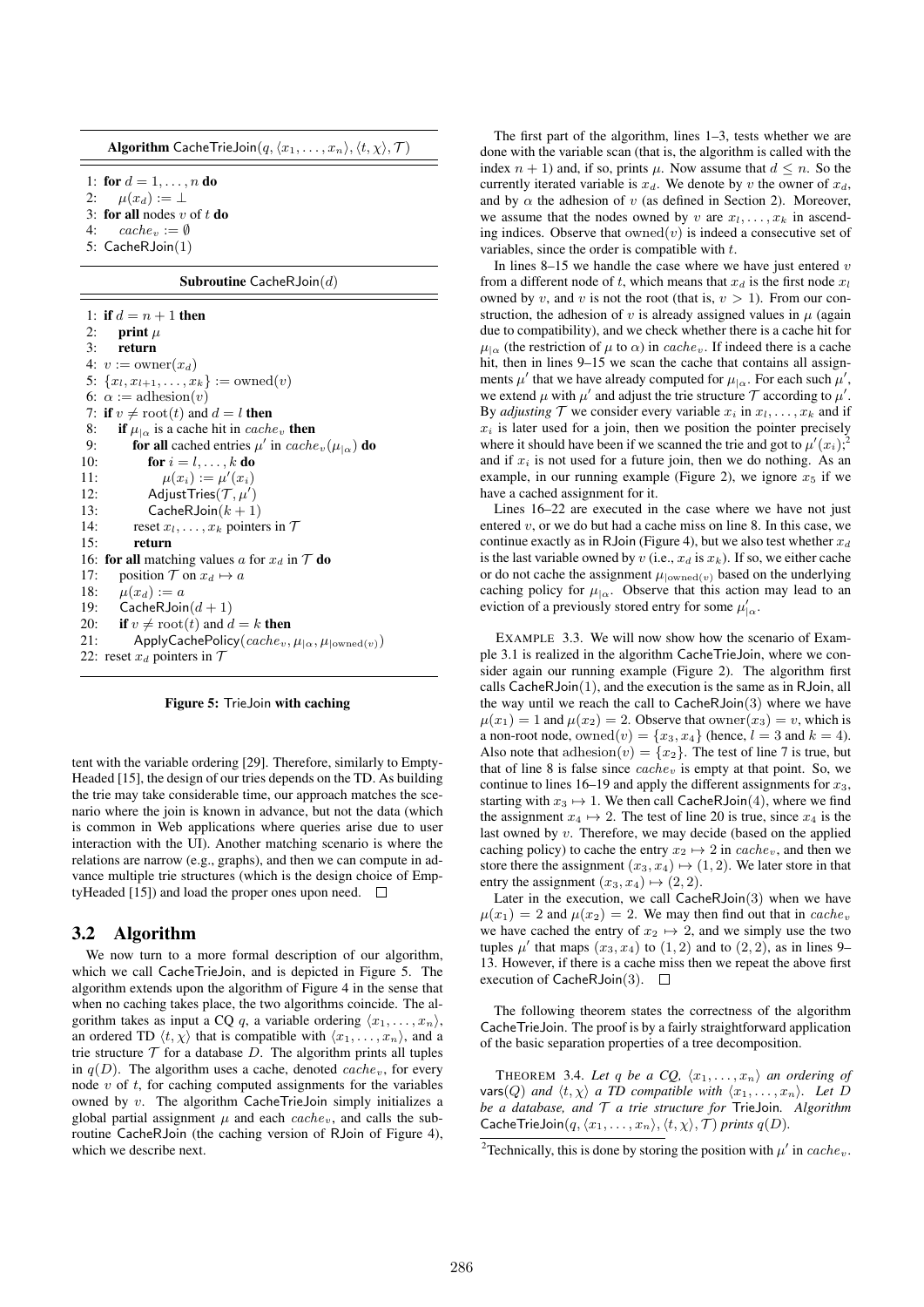**Algorithm** CacheTrieJoin($q, \langle x_1, \dots, x_n \rangle, \langle t, \chi \rangle, \mathcal{T}$)

```
1: for d = 1, ..., n do
2:    μ(x_d) := ⊥
3: for all nodes v of t do
4:    cache_v := ∅
5: CacheRJoin(1)
```

**Subroutine** CacheRJoin($d$)

```
 1: if d = n + 1 then
 2:    print μ
 3:    return
 4: v := owner(x_d)
 5: {x_l, x_{l+1}, ..., x_k} := owned(v)
 6: α := adhesion(v)
 7: if v ≠ root(t) and d = l then
 8:    if μ_{|α} is a cache hit in cache_v then
 9:       for all cached entries μ' in cache_v(μ_{|α}) do
10:          for i = l, ..., k do
11:             μ(x_i) := μ'(x_i)
12:          AdjustTries(T, μ')
13:          CacheRJoin(k + 1)
14:       reset x_l, ..., x_k pointers in T
15:       return
16: for all matching values a for x_d in T do
17:    position T on x_d ↦ a
18:    μ(x_d) := a
19:    CacheRJoin(d + 1)
20:    if v ≠ root(t) and d = k then
21:       ApplyCachePolicy(cache_v, μ_{|α}, μ_{|owned(v)})
22: reset x_d pointers in T
```

**Figure 5: TrieJoin with caching**

tent with the variable ordering [29]. Therefore, similarly to EmptyHeaded [15], the design of our tries depends on the TD. As building the trie may take considerable time, our approach matches the scenario where the join is known in advance, but not the data (which is common in Web applications where queries arise due to user interaction with the UI). Another matching scenario is where the relations are narrow (e.g., graphs), and then we can compute in advance multiple trie structures (which is the design choice of EmptyHeaded [15]) and load the proper ones upon need. □

## 3.2 Algorithm

We now turn to a more formal description of our algorithm, which we call CacheTrieJoin, and is depicted in Figure 5. The algorithm extends upon the algorithm of Figure 4 in the sense that when no caching takes place, the two algorithms coincide. The algorithm takes as input a CQ $q$, a variable ordering $\langle x_1, \dots, x_n \rangle$, an ordered TD $\langle t, \chi \rangle$ that is compatible with $\langle x_1, \dots, x_n \rangle$, and a trie structure $\mathcal{T}$ for a database $D$. The algorithm prints all tuples in $q(D)$. The algorithm uses a cache, denoted $cache_v$, for every node $v$ of $t$, for caching computed assignments for the variables owned by $v$. The algorithm CacheTrieJoin simply initializes a global partial assignment $\mu$ and each $cache_v$, and calls the subroutine CacheRJoin (the caching version of RJoin of Figure 4), which we describe next.

The first part of the algorithm, lines 1–3, tests whether we are done with the variable scan (that is, the algorithm is called with the index $n+1$) and, if so, prints $\mu$. Now assume that $d \leq n$. So the currently iterated variable is $x_d$. We denote by $v$ the owner of $x_d$, and by $\alpha$ the adhesion of $v$ (as defined in Section 2). Moreover, we assume that the nodes owned by $v$ are $x_l, \dots, x_k$ in ascending indices. Observe that $\mathrm{owned}(v)$ is indeed a consecutive set of variables, since the order is compatible with $t$.

In lines 8–15 we handle the case where we have just entered $v$ from a different node of $t$, which means that $x_d$ is the first node $x_l$ owned by $v$, and $v$ is not the root (that is, $v > 1$). From our construction, the adhesion of $v$ is already assigned values in $\mu$ (again due to compatibility), and we check whether there is a cache hit for $\mu_{|\alpha}$ (the restriction of $\mu$ to $\alpha$) in $cache_v$. If indeed there is a cache hit, then in lines 9–15 we scan the cache that contains all assignments $\mu'$ that we have already computed for $\mu_{|\alpha}$. For each such $\mu'$, we extend $\mu$ with $\mu'$ and adjust the trie structure $\mathcal{T}$ according to $\mu'$. By *adjusting* $\mathcal{T}$ we consider every variable $x_i$ in $x_l, \dots, x_k$ and if $x_i$ is later used for a join, then we position the pointer precisely where it should have been if we scanned the trie and got to $\mu'(x_i)$;[2] and if $x_i$ is not used for a future join, then we do nothing. As an example, in our running example (Figure 2), we ignore $x_5$ if we have a cached assignment for it.

Lines 16–22 are executed in the case where we have not just entered $v$, or we do but had a cache miss on line 8. In this case, we continue exactly as in RJoin (Figure 4), but we also test whether $x_d$ is the last variable owned by $v$ (i.e., $x_d$ is $x_k$). If so, we either cache or do not cache the assignment $\mu_{|\mathrm{owned}(v)}$ based on the underlying caching policy for $\mu_{|\alpha}$. Observe that this action may lead to an eviction of a previously stored entry for some $\mu'_{|\alpha}$.

EXAMPLE 3.3. We will now show how the scenario of Example 3.1 is realized in the algorithm CacheTrieJoin, where we consider again our running example (Figure 2). The algorithm first calls CacheRJoin(1), and the execution is the same as in RJoin, all the way until we reach the call to CacheRJoin(3) where we have $\mu(x_1) = 1$ and $\mu(x_2) = 2$. Observe that $\mathrm{owner}(x_3) = v$, which is a non-root node, $\mathrm{owned}(v) = \{x_3, x_4\}$ (hence, $l = 3$ and $k = 4$). Also note that $\mathrm{adhesion}(v) = \{x_2\}$. The test of line 7 is true, but that of line 8 is false since $cache_v$ is empty at that point. So, we continue to lines 16–19 and apply the different assignments for $x_3$, starting with $x_3 \mapsto 1$. We then call CacheRJoin(4), where we find the assignment $x_4 \mapsto 2$. The test of line 20 is true, since $x_4$ is the last owned by $v$. Therefore, we may decide (based on the applied caching policy) to cache the entry $x_2 \mapsto 2$ in $cache_v$, and then we store there the assignment $(x_3, x_4) \mapsto (1, 2)$. We later store in that entry the assignment $(x_3, x_4) \mapsto (2, 2)$.

Later in the execution, we call CacheRJoin(3) when we have $\mu(x_1) = 2$ and $\mu(x_2) = 2$. We may then find out that in $cache_v$ we have cached the entry of $x_2 \mapsto 2$, and we simply use the two tuples $\mu'$ that maps $(x_3, x_4)$ to $(1, 2)$ and to $(2, 2)$, as in lines 9–13. However, if there is a cache miss then we repeat the above first execution of CacheRJoin(3). □

The following theorem states the correctness of the algorithm CacheTrieJoin. The proof is by a fairly straightforward application of the basic separation properties of a tree decomposition.

THEOREM 3.4. *Let $q$ be a CQ, $\langle x_1, \dots, x_n \rangle$ an ordering of* vars($Q$) *and $\langle t, \chi \rangle$ a TD compatible with $\langle x_1, \dots, x_n \rangle$. Let $D$ be a database, and $\mathcal{T}$ a trie structure for* TrieJoin. *Algorithm* CacheTrieJoin($q, \langle x_1, \dots, x_n \rangle, \langle t, \chi \rangle, \mathcal{T}$) *prints $q(D)$.*

[2] Technically, this is done by storing the position with $\mu'$ in $cache_v$.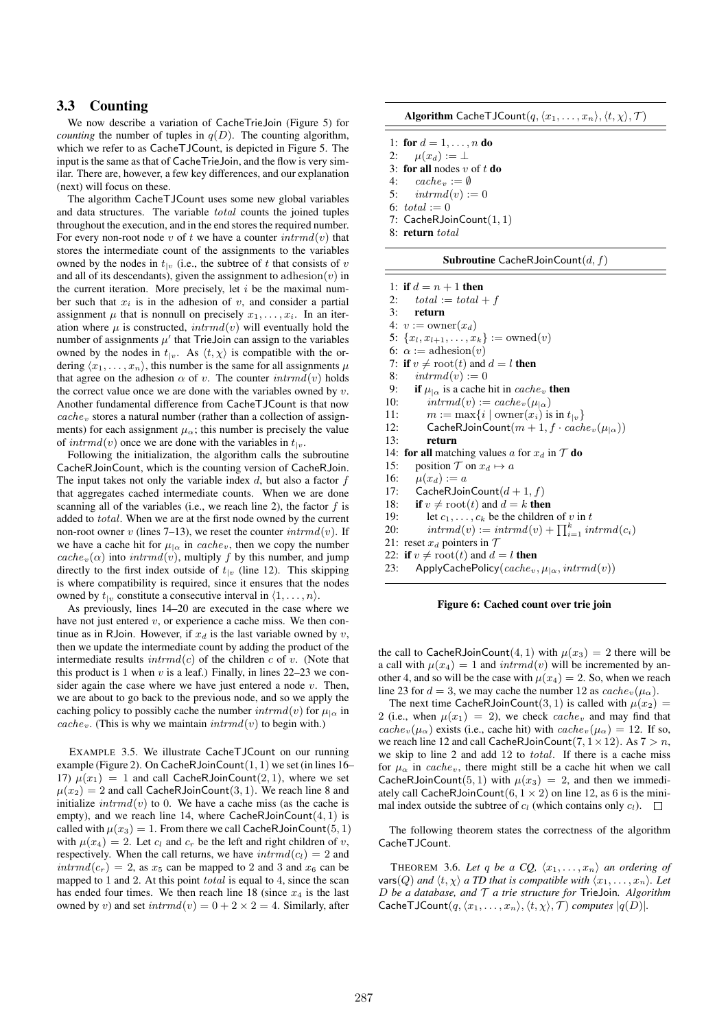### 3.3 Counting

We now describe a variation of CacheTrieJoin (Figure 5) for *counting* the number of tuples in $q(D)$. The counting algorithm, which we refer to as CacheTJCount, is depicted in Figure 5. The input is the same as that of CacheTrieJoin, and the flow is very similar. There are, however, a few key differences, and our explanation (next) will focus on these.

The algorithm CacheTJCount uses some new global variables and data structures. The variable $total$ counts the joined tuples throughout the execution, and in the end stores the required number. For every non-root node $v$ of $t$ we have a counter $intrmd(v)$ that stores the intermediate count of the assignments to the variables owned by the nodes in $t_{|v}$ (i.e., the subtree of $t$ that consists of $v$ and all of its descendants), given the assignment to $\text{adhesion}(v)$ in the current iteration. More precisely, let $i$ be the maximal number such that $x_i$ is in the adhesion of $v$, and consider a partial assignment $\mu$ that is nonnull on precisely $x_1, \dots, x_i$. In an iteration where $\mu$ is constructed, $intrmd(v)$ will eventually hold the number of assignments $\mu'$ that TrieJoin can assign to the variables owned by the nodes in $t_{|v}$. As $\langle t, \chi \rangle$ is compatible with the ordering $\langle x_1, \dots, x_n \rangle$, this number is the same for all assignments $\mu$ that agree on the adhesion $\alpha$ of $v$. The counter $intrmd(v)$ holds the correct value once we are done with the variables owned by $v$. Another fundamental difference from CacheTJCount is that now $cache_v$ stores a natural number (rather than a collection of assignments) for each assignment $\mu_\alpha$; this number is precisely the value of $intrmd(v)$ once we are done with the variables in $t_{|v}$.

Following the initialization, the algorithm calls the subroutine CacheRJoinCount, which is the counting version of CacheRJoin. The input takes not only the variable index $d$, but also a factor $f$ that aggregates cached intermediate counts. When we are done scanning all of the variables (i.e., we reach line 2), the factor $f$ is added to $total$. When we are at the first node owned by the current non-root owner $v$ (lines 7–13), we reset the counter $intrmd(v)$. If we have a cache hit for $\mu_{|\alpha}$ in $cache_v$, then we copy the number $cache_v(\alpha)$ into $intrmd(v)$, multiply $f$ by this number, and jump directly to the first index outside of $t_{|v}$ (line 12). This skipping is where compatibility is required, since it ensures that the nodes owned by $t_{|v}$ constitute a consecutive interval in $\langle 1, \dots, n \rangle$.

As previously, lines 14–20 are executed in the case where we have not just entered $v$, or experience a cache miss. We then continue as in RJoin. However, if $x_d$ is the last variable owned by $v$, then we update the intermediate count by adding the product of the intermediate results $intrmd(c)$ of the children $c$ of $v$. (Note that this product is 1 when $v$ is a leaf.) Finally, in lines 22–23 we consider again the case where we have just entered a node $v$. Then, we are about to go back to the previous node, and so we apply the caching policy to possibly cache the number $intrmd(v)$ for $\mu_{|\alpha}$ in $cache_v$. (This is why we maintain $intrmd(v)$ to begin with.)

EXAMPLE 3.5. We illustrate CacheTJCount on our running example (Figure 2). On CacheRJoinCount$(1, 1)$ we set (in lines 16–17) $\mu(x_1) = 1$ and call CacheRJoinCount$(2, 1)$, where we set $\mu(x_2) = 2$ and call CacheRJoinCount$(3, 1)$. We reach line 8 and initialize $intrmd(v)$ to 0. We have a cache miss (as the cache is empty), and we reach line 14, where CacheRJoinCount$(4, 1)$ is called with $\mu(x_3) = 1$. From there we call CacheRJoinCount$(5, 1)$ with $\mu(x_4) = 2$. Let $c_l$ and $c_r$ be the left and right children of $v$, respectively. When the call returns, we have $intrmd(c_l) = 2$ and $intrmd(c_r) = 2$, as $x_5$ can be mapped to 2 and 3 and $x_6$ can be mapped to 1 and 2. At this point $total$ is equal to 4, since the scan has ended four times. We then reach line 18 (since $x_4$ is the last owned by $v$) and set $intrmd(v) = 0 + 2 \times 2 = 4$. Similarly, after the call to CacheRJoinCount$(4, 1)$ with $\mu(x_3) = 2$ there will be a call with $\mu(x_4) = 1$ and $intrmd(v)$ will be incremented by another 4, and so will be the case with $\mu(x_4) = 2$. So, when we reach line 23 for $d = 3$, we may cache the number 12 as $cache_v(\mu_\alpha)$.

The next time CacheRJoinCount$(3, 1)$ is called with $\mu(x_2) = 2$ (i.e., when $\mu(x_1) = 2$), we check $cache_v$ and may find that $cache_v(\mu_\alpha)$ exists (i.e., cache hit) with $cache_v(\mu_\alpha) = 12$. If so, we reach line 12 and call CacheRJoinCount$(7, 1 \times 12)$. As $7 > n$, we skip to line 2 and add 12 to $total$. If there is a cache miss for $\mu_\alpha$ in $cache_v$, there might still be a cache hit when we call CacheRJoinCount$(5, 1)$ with $\mu(x_3) = 2$, and then we immediately call CacheRJoinCount$(6, 1 \times 2)$ on line 12, as 6 is the minimal index outside the subtree of $c_l$ (which contains only $c_l$). □

The following theorem states the correctness of the algorithm CacheTJCount.

THEOREM 3.6. *Let $q$ be a CQ, $\langle x_1, \dots, x_n \rangle$ an ordering of* vars$(Q)$ *and $\langle t, \chi \rangle$ a TD that is compatible with $\langle x_1, \dots, x_n \rangle$. Let $D$ be a database, and $\mathcal{T}$ a trie structure for* TrieJoin. *Algorithm* CacheTJCount$(q, \langle x_1, \dots, x_n \rangle, \langle t, \chi \rangle, \mathcal{T})$ *computes $|q(D)|$.*

**Algorithm** CacheTJCount$(q, \langle x_1, \dots, x_n \rangle, \langle t, \chi \rangle, \mathcal{T})$

```
1: for d = 1,...,n do
2:     μ(x_d) := ⊥
3: for all nodes v of t do
4:     cache_v := ∅
5:     intrmd(v) := 0
6: total := 0
7: CacheRJoinCount(1, 1)
8: return total
```

**Subroutine** CacheRJoinCount$(d, f)$

```
1: if d = n + 1 then
2:     total := total + f
3:     return
4: v := owner(x_d)
5: {x_l, x_{l+1}, ..., x_k} := owned(v)
6: α := adhesion(v)
7: if v ≠ root(t) and d = l then
8:     intrmd(v) := 0
9:     if μ_{|α} is a cache hit in cache_v then
10:        intrmd(v) := cache_v(μ_{|α})
11:        m := max{i | owner(x_i) is in t_{|v}}
12:        CacheRJoinCount(m + 1, f · cache_v(μ_{|α}))
13:        return
14: for all matching values a for x_d in T do
15:     position T on x_d ↦ a
16:     μ(x_d) := a
17:     CacheRJoinCount(d + 1, f)
18:     if v ≠ root(t) and d = k then
19:         let c_1, ..., c_k be the children of v in t
20:         intrmd(v) := intrmd(v) + ∏_{i=1}^{k} intrmd(c_i)
21: reset x_d pointers in T
22: if v ≠ root(t) and d = l then
23:     ApplyCachePolicy(cache_v, μ_{|α}, intrmd(v))
```

**Figure 6: Cached count over trie join**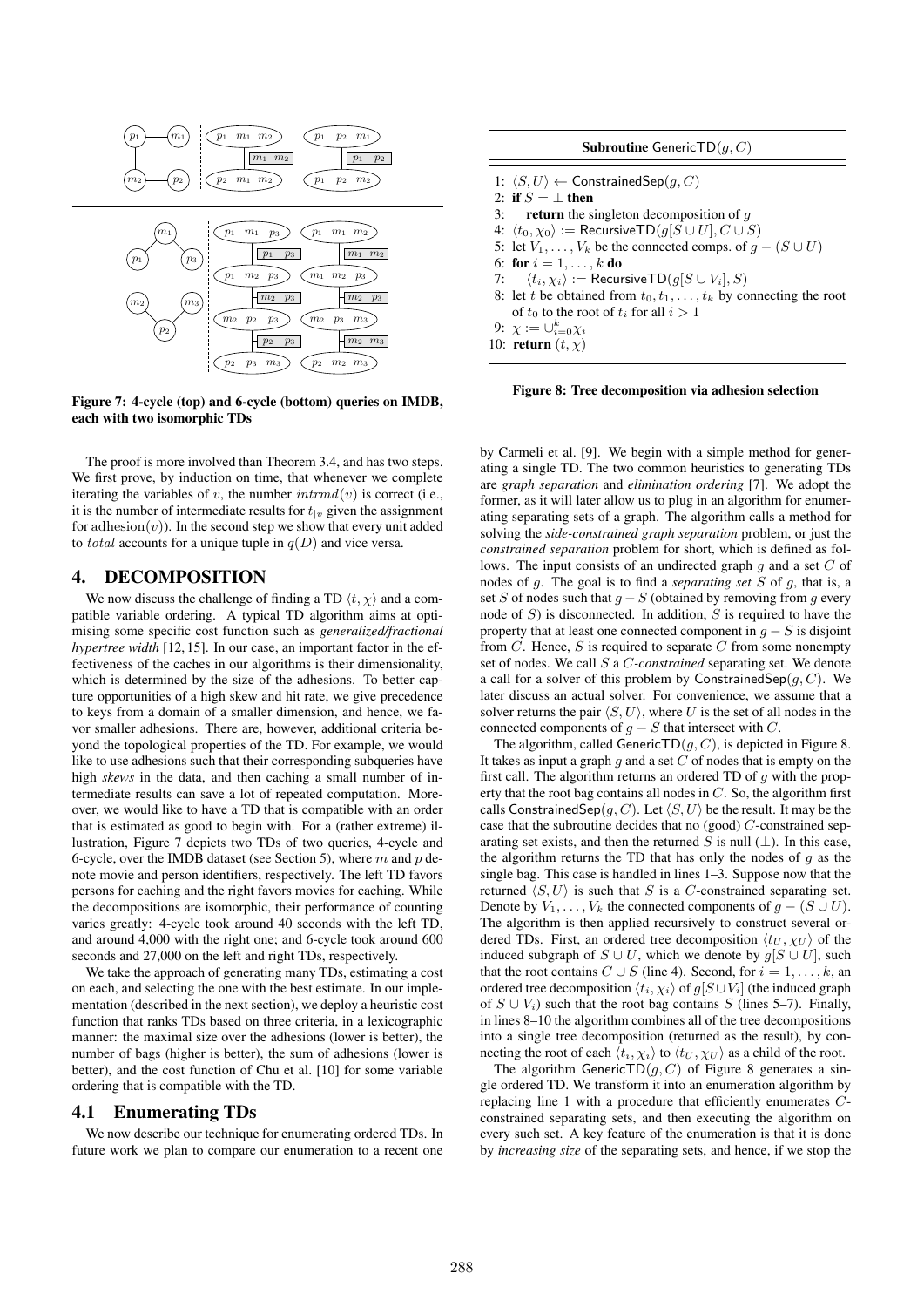Figure 7: 4-cycle (top) and 6-cycle (bottom) queries on IMDB, each with two isomorphic TDs

The proof is more involved than Theorem 3.4, and has two steps. We first prove, by induction on time, that whenever we complete iterating the variables of $v$, the number $intrmd(v)$ is correct (i.e., it is the number of intermediate results for $t_{|v}$ given the assignment for $\text{adhesion}(v)$). In the second step we show that every unit added to $total$ accounts for a unique tuple in $q(D)$ and vice versa.

# 4. DECOMPOSITION

We now discuss the challenge of finding a TD $\langle t, \chi \rangle$ and a compatible variable ordering. A typical TD algorithm aims at optimising some specific cost function such as *generalized/fractional hypertree width* [12, 15]. In our case, an important factor in the effectiveness of the caches in our algorithms is their dimensionality, which is determined by the size of the adhesions. To better capture opportunities of a high skew and hit rate, we give precedence to keys from a domain of a smaller dimension, and hence, we favor smaller adhesions. There are, however, additional criteria beyond the topological properties of the TD. For example, we would like to use adhesions such that their corresponding subqueries have high *skews* in the data, and then caching a small number of intermediate results can save a lot of repeated computation. Moreover, we would like to have a TD that is compatible with an order that is estimated as good to begin with. For a (rather extreme) illustration, Figure 7 depicts two TDs of two queries, 4-cycle and 6-cycle, over the IMDB dataset (see Section 5), where $m$ and $p$ denote movie and person identifiers, respectively. The left TD favors persons for caching and the right favors movies for caching. While the decompositions are isomorphic, their performance of counting varies greatly: 4-cycle took around 40 seconds with the left TD, and around 4,000 with the right one; and 6-cycle took around 600 seconds and 27,000 on the left and right TDs, respectively.

We take the approach of generating many TDs, estimating a cost on each, and selecting the one with the best estimate. In our implementation (described in the next section), we deploy a heuristic cost function that ranks TDs based on three criteria, in a lexicographic manner: the maximal size over the adhesions (lower is better), the number of bags (higher is better), the sum of adhesions (lower is better), and the cost function of Chu et al. [10] for some variable ordering that is compatible with the TD.

## 4.1 Enumerating TDs

We now describe our technique for enumerating ordered TDs. In future work we plan to compare our enumeration to a recent one by Carmeli et al. [9]. We begin with a simple method for generating a single TD. The two common heuristics to generating TDs are *graph separation* and *elimination ordering* [7]. We adopt the former, as it will later allow us to plug in an algorithm for enumerating separating sets of a graph. The algorithm calls a method for solving the *side-constrained graph separation* problem, or just the *constrained separation* problem for short, which is defined as follows. The input consists of an undirected graph $g$ and a set $C$ of nodes of $g$. The goal is to find a *separating set* $S$ of $g$, that is, a set $S$ of nodes such that $g - S$ (obtained by removing from $g$ every node of $S$) is disconnected. In addition, $S$ is required to have the property that at least one connected component in $g - S$ is disjoint from $C$. Hence, $S$ is required to separate $C$ from some nonempty set of nodes. We call $S$ a $C$*-constrained* separating set. We denote a call for a solver of this problem by $\mathsf{ConstrainedSep}(g, C)$. We later discuss an actual solver. For convenience, we assume that a solver returns the pair $\langle S, U \rangle$, where $U$ is the set of all nodes in the connected components of $g - S$ that intersect with $C$.

**Subroutine** $\mathsf{GenericTD}(g, C)$

1: $\langle S, U \rangle \leftarrow \mathsf{ConstrainedSep}(g, C)$
2: **if** $S = \perp$ **then**
3: &nbsp;&nbsp;&nbsp;**return** the singleton decomposition of $g$
4: $\langle t_0, \chi_0 \rangle := \mathsf{RecursiveTD}(g[S \cup U], C \cup S)$
5: let $V_1, \dots, V_k$ be the connected comps. of $g - (S \cup U)$
6: **for** $i = 1, \dots, k$ **do**
7: &nbsp;&nbsp;&nbsp;$\langle t_i, \chi_i \rangle := \mathsf{RecursiveTD}(g[S \cup V_i], S)$
8: let $t$ be obtained from $t_0, t_1, \dots, t_k$ by connecting the root of $t_0$ to the root of $t_i$ for all $i > 1$
9: $\chi := \cup_{i=0}^{k} \chi_i$
10: **return** $(t, \chi)$

Figure 8: Tree decomposition via adhesion selection

The algorithm, called $\mathsf{GenericTD}(g, C)$, is depicted in Figure 8. It takes as input a graph $g$ and a set $C$ of nodes that is empty on the first call. The algorithm returns an ordered TD of $g$ with the property that the root bag contains all nodes in $C$. So, the algorithm first calls $\mathsf{ConstrainedSep}(g, C)$. Let $\langle S, U \rangle$ be the result. It may be the case that the subroutine decides that no (good) $C$-constrained separating set exists, and then the returned $S$ is null ($\perp$). In this case, the algorithm returns the TD that has only the nodes of $g$ as the single bag. This case is handled in lines 1–3. Suppose now that the returned $\langle S, U \rangle$ is such that $S$ is a $C$-constrained separating set. Denote by $V_1, \dots, V_k$ the connected components of $g - (S \cup U)$. The algorithm is then applied recursively to construct several ordered TDs. First, an ordered tree decomposition $\langle t_U, \chi_U \rangle$ of the induced subgraph of $S \cup U$, which we denote by $g[S \cup U]$, such that the root contains $C \cup S$ (line 4). Second, for $i = 1, \dots, k$, an ordered tree decomposition $\langle t_i, \chi_i \rangle$ of $g[S \cup V_i]$ (the induced graph of $S \cup V_i$) such that the root bag contains $S$ (lines 5–7). Finally, in lines 8–10 the algorithm combines all of the tree decompositions into a single tree decomposition (returned as the result), by connecting the root of each $\langle t_i, \chi_i \rangle$ to $\langle t_U, \chi_U \rangle$ as a child of the root.

The algorithm $\mathsf{GenericTD}(g, C)$ of Figure 8 generates a single ordered TD. We transform it into an enumeration algorithm by replacing line 1 with a procedure that efficiently enumerates $C$-constrained separating sets, and then executing the algorithm on every such set. A key feature of the enumeration is that it is done by *increasing size* of the separating sets, and hence, if we stop the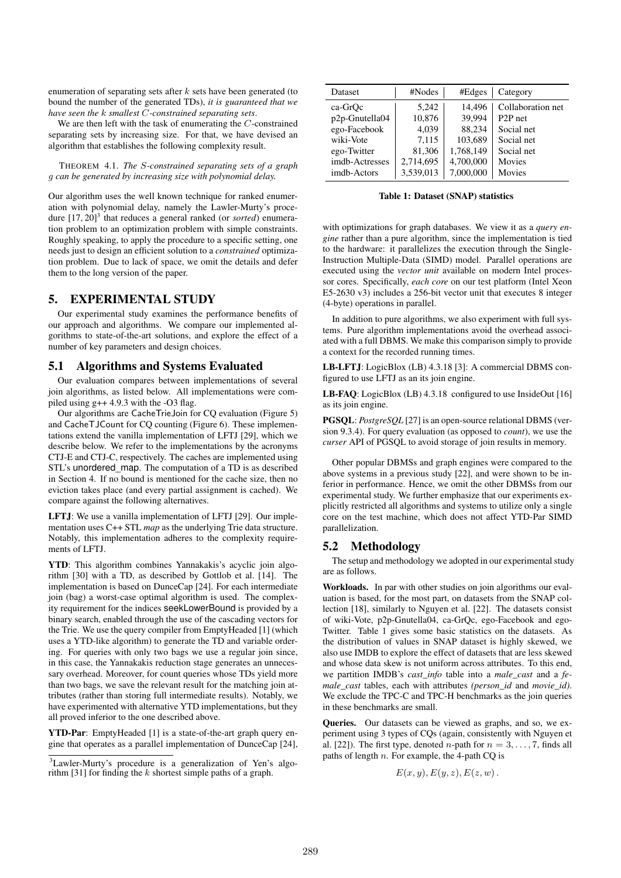enumeration of separating sets after $k$ sets have been generated (to bound the number of the generated TDs), *it is guaranteed that we have seen the $k$ smallest $C$-constrained separating sets*.

We are then left with the task of enumerating the $C$-constrained separating sets by increasing size. For that, we have devised an algorithm that establishes the following complexity result.

THEOREM 4.1. *The $S$-constrained separating sets of a graph $g$ can be generated by increasing size with polynomial delay.*

Our algorithm uses the well known technique for ranked enumeration with polynomial delay, namely the Lawler-Murty's procedure [17, 20][3] that reduces a general ranked (or *sorted*) enumeration problem to an optimization problem with simple constraints. Roughly speaking, to apply the procedure to a specific setting, one needs just to design an efficient solution to a *constrained* optimization problem. Due to lack of space, we omit the details and defer them to the long version of the paper.

## 5. EXPERIMENTAL STUDY

Our experimental study examines the performance benefits of our approach and algorithms. We compare our implemented algorithms to state-of-the-art solutions, and explore the effect of a number of key parameters and design choices.

### 5.1 Algorithms and Systems Evaluated

Our evaluation compares between implementations of several join algorithms, as listed below. All implementations were compiled using g++ 4.9.3 with the -O3 flag.

Our algorithms are CacheTrieJoin for CQ evaluation (Figure 5) and CacheTJCount for CQ counting (Figure 6). These implementations extend the vanilla implementation of LFTJ [29], which we describe below. We refer to the implementations by the acronyms CTJ-E and CTJ-C, respectively. The caches are implemented using STL's unordered_map. The computation of a TD is as described in Section 4. If no bound is mentioned for the cache size, then no eviction takes place (and every partial assignment is cached). We compare against the following alternatives.

**LFTJ**: We use a vanilla implementation of LFTJ [29]. Our implementation uses C++ STL *map* as the underlying Trie data structure. Notably, this implementation adheres to the complexity requirements of LFTJ.

**YTD**: This algorithm combines Yannakakis's acyclic join algorithm [30] with a TD, as described by Gottlob et al. [14]. The implementation is based on DunceCap [24]. For each intermediate join (bag) a worst-case optimal algorithm is used. The complexity requirement for the indices seekLowerBound is provided by a binary search, enabled through the use of the cascading vectors for the Trie. We use the query compiler from EmptyHeaded [1] (which uses a YTD-like algorithm) to generate the TD and variable ordering. For queries with only two bags we use a regular join since, in this case, the Yannakakis reduction stage generates an unnecessary overhead. Moreover, for count queries whose TDs yield more than two bags, we save the relevant result for the matching join attributes (rather than storing full intermediate results). Notably, we have experimented with alternative YTD implementations, but they all proved inferior to the one described above.

**YTD-Par**: EmptyHeaded [1] is a state-of-the-art graph query engine that operates as a parallel implementation of DunceCap [24], with optimizations for graph databases. We view it as a *query engine* rather than a pure algorithm, since the implementation is tied to the hardware: it parallelizes the execution through the Single-Instruction Multiple-Data (SIMD) model. Parallel operations are executed using the *vector unit* available on modern Intel processor cores. Specifically, *each core* on our test platform (Intel Xeon E5-2630 v3) includes a 256-bit vector unit that executes 8 integer (4-byte) operations in parallel.

In addition to pure algorithms, we also experiment with full systems. Pure algorithm implementations avoid the overhead associated with a full DBMS. We make this comparison simply to provide a context for the recorded running times.

**LB-LFTJ**: LogicBlox (LB) 4.3.18 [3]: A commercial DBMS configured to use LFTJ as an its join engine.

**LB-FAQ**: LogicBlox (LB) 4.3.18 configured to use InsideOut [16] as its join engine.

**PGSQL**: *PostgreSQL* [27] is an open-source relational DBMS (version 9.3.4). For query evaluation (as opposed to *count*), we use the *curser* API of PGSQL to avoid storage of join results in memory.

Other popular DBMSs and graph engines were compared to the above systems in a previous study [22], and were shown to be inferior in performance. Hence, we omit the other DBMSs from our experimental study. We further emphasize that our experiments explicitly restricted all algorithms and systems to utilize only a single core on the test machine, which does not affect YTD-Par SIMD parallelization.

| Dataset | #Nodes | #Edges | Category |
|---|---|---|---|
| ca-GrQc | 5,242 | 14,496 | Collaboration net |
| p2p-Gnutella04 | 10,876 | 39,994 | P2P net |
| ego-Facebook | 4,039 | 88,234 | Social net |
| wiki-Vote | 7,115 | 103,689 | Social net |
| ego-Twitter | 81,306 | 1,768,149 | Social net |
| imdb-Actresses | 2,714,695 | 4,700,000 | Movies |
| imdb-Actors | 3,539,013 | 7,000,000 | Movies |

**Table 1: Dataset (SNAP) statistics**

### 5.2 Methodology

The setup and methodology we adopted in our experimental study are as follows.

**Workloads.** In par with other studies on join algorithms our evaluation is based, for the most part, on datasets from the SNAP collection [18], similarly to Nguyen et al. [22]. The datasets consist of wiki-Vote, p2p-Gnutella04, ca-GrQc, ego-Facebook and ego-Twitter. Table 1 gives some basic statistics on the datasets. As the distribution of values in SNAP dataset is highly skewed, we also use IMDB to explore the effect of datasets that are less skewed and whose data skew is not uniform across attributes. To this end, we partition IMDB's *cast_info* table into a *male_cast* and a *female_cast* tables, each with attributes *(person_id* and *movie_id)*. We exclude the TPC-C and TPC-H benchmarks as the join queries in these benchmarks are small.

**Queries.** Our datasets can be viewed as graphs, and so, we experiment using 3 types of CQs (again, consistently with Nguyen et al. [22]). The first type, denoted $n$-path for $n = 3, \dots, 7$, finds all paths of length $n$. For example, the 4-path CQ is

$$E(x, y), E(y, z), E(z, w) .$$

[3] Lawler-Murty's procedure is a generalization of Yen's algorithm [31] for finding the $k$ shortest simple paths of a graph.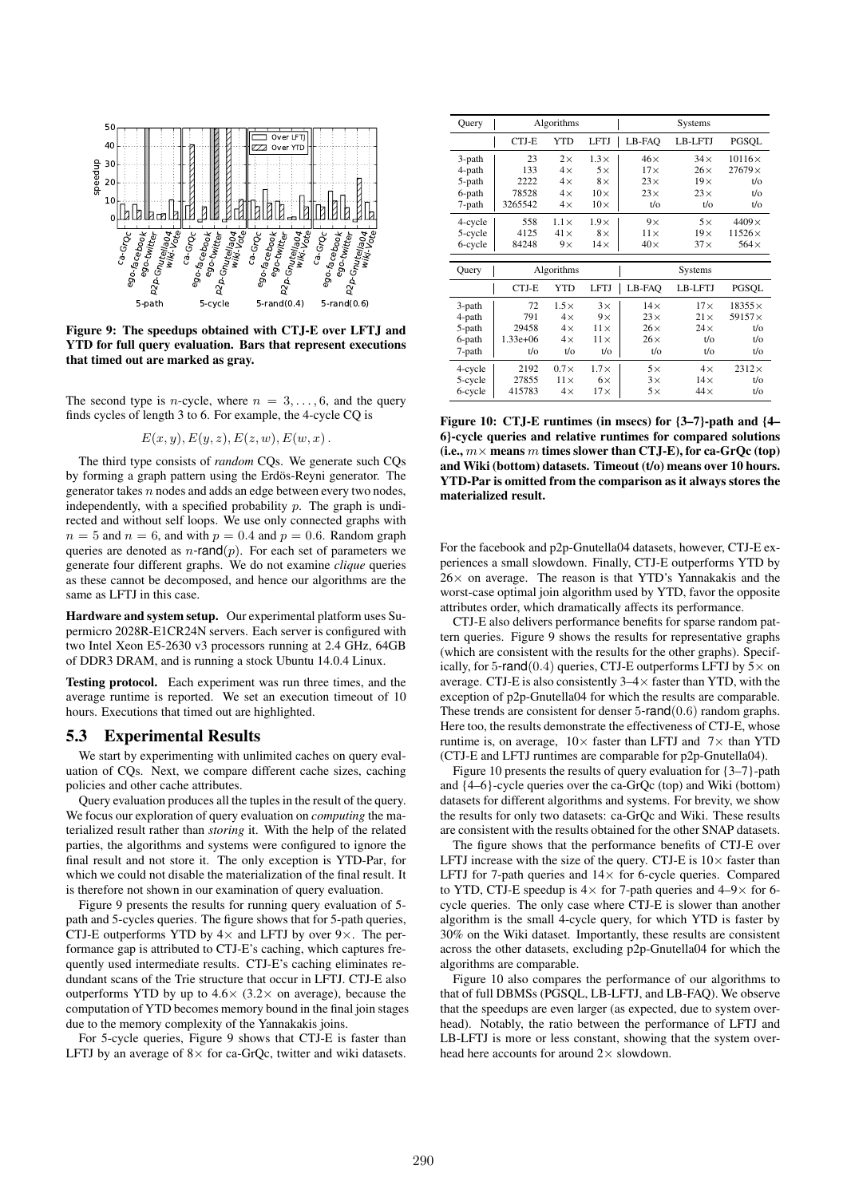Figure 9: The speedups obtained with CTJ-E over LFTJ and YTD for full query evaluation. Bars that represent executions that timed out are marked as gray.

The second type is $n$-cycle, where $n = 3, \ldots, 6$, and the query finds cycles of length 3 to 6. For example, the 4-cycle CQ is

$$E(x, y), E(y, z), E(z, w), E(w, x) .$$

The third type consists of *random* CQs. We generate such CQs by forming a graph pattern using the Erdös-Reyni generator. The generator takes $n$ nodes and adds an edge between every two nodes, independently, with a specified probability $p$. The graph is undirected and without self loops. We use only connected graphs with $n = 5$ and $n = 6$, and with $p = 0.4$ and $p = 0.6$. Random graph queries are denoted as $n$-rand$(p)$. For each set of parameters we generate four different graphs. We do not examine *clique* queries as these cannot be decomposed, and hence our algorithms are the same as LFTJ in this case.

**Hardware and system setup.** Our experimental platform uses Supermicro 2028R-E1CR24N servers. Each server is configured with two Intel Xeon E5-2630 v3 processors running at 2.4 GHz, 64GB of DDR3 DRAM, and is running a stock Ubuntu 14.0.4 Linux.

**Testing protocol.** Each experiment was run three times, and the average runtime is reported. We set an execution timeout of 10 hours. Executions that timed out are highlighted.

## 5.3 Experimental Results

We start by experimenting with unlimited caches on query evaluation of CQs. Next, we compare different cache sizes, caching policies and other cache attributes.

Query evaluation produces all the tuples in the result of the query. We focus our exploration of query evaluation on *computing* the materialized result rather than *storing* it. With the help of the related parties, the algorithms and systems were configured to ignore the final result and not store it. The only exception is YTD-Par, for which we could not disable the materialization of the final result. It is therefore not shown in our examination of query evaluation.

Figure 9 presents the results for running query evaluation of 5-path and 5-cycles queries. The figure shows that for 5-path queries, CTJ-E outperforms YTD by 4× and LFTJ by over 9×. The performance gap is attributed to CTJ-E's caching, which captures frequently used intermediate results. CTJ-E's caching eliminates redundant scans of the Trie structure that occur in LFTJ. CTJ-E also outperforms YTD by up to 4.6× (3.2× on average), because the computation of YTD becomes memory bound in the final join stages due to the memory complexity of the Yannakakis joins.

For 5-cycle queries, Figure 9 shows that CTJ-E is faster than LFTJ by an average of 8× for ca-GrQc, twitter and wiki datasets.

| Query | Algorithms | | | Systems | | |
|---|---|---|---|---|---|---|
| | CTJ-E | YTD | LFTJ | LB-FAQ | LB-LFTJ | PGSQL |
| 3-path | 23 | 2× | 1.3× | 46× | 34× | 10116× |
| 4-path | 133 | 4× | 5× | 17× | 26× | 27679× |
| 5-path | 2222 | 4× | 8× | 23× | 19× | t/o |
| 6-path | 78528 | 4× | 10× | 23× | 23× | t/o |
| 7-path | 3265542 | 4× | 10× | t/o | t/o | t/o |
| 4-cycle | 558 | 1.1× | 1.9× | 9× | 5× | 4409× |
| 5-cycle | 4125 | 41× | 8× | 11× | 19× | 11526× |
| 6-cycle | 84248 | 9× | 14× | 40× | 37× | 564× |

| Query | Algorithms | | | Systems | | |
|---|---|---|---|---|---|---|
| | CTJ-E | YTD | LFTJ | LB-FAQ | LB-LFTJ | PGSQL |
| 3-path | 72 | 1.5× | 3× | 14× | 17× | 18355× |
| 4-path | 791 | 4× | 9× | 23× | 21× | 59157× |
| 5-path | 29458 | 4× | 11× | 26× | 24× | t/o |
| 6-path | 1.33e+06 | 4× | 11× | 26× | t/o | t/o |
| 7-path | t/o | t/o | t/o | t/o | t/o | t/o |
| 4-cycle | 2192 | 0.7× | 1.7× | 5× | 4× | 2312× |
| 5-cycle | 27855 | 11× | 6× | 3× | 14× | t/o |
| 6-cycle | 415783 | 4× | 17× | 5× | 44× | t/o |

**Figure 10: CTJ-E runtimes (in msecs) for {3–7}-path and {4–6}-cycle queries and relative runtimes for compared solutions (i.e., $m\times$ means $m$ times slower than CTJ-E), for ca-GrQc (top) and Wiki (bottom) datasets. Timeout (t/o) means over 10 hours. YTD-Par is omitted from the comparison as it always stores the materialized result.**

For the facebook and p2p-Gnutella04 datasets, however, CTJ-E experiences a small slowdown. Finally, CTJ-E outperforms YTD by 26× on average. The reason is that YTD's Yannakakis and the worst-case optimal join algorithm used by YTD, favor the opposite attributes order, which dramatically affects its performance.

CTJ-E also delivers performance benefits for sparse random pattern queries. Figure 9 shows the results for representative graphs (which are consistent with the results for the other graphs). Specifically, for 5-rand$(0.4)$ queries, CTJ-E outperforms LFTJ by 5× on average. CTJ-E is also consistently 3–4× faster than YTD, with the exception of p2p-Gnutella04 for which the results are comparable. These trends are consistent for denser 5-rand$(0.6)$ random graphs. Here too, the results demonstrate the effectiveness of CTJ-E, whose runtime is, on average, 10× faster than LFTJ and 7× than YTD (CTJ-E and LFTJ runtimes are comparable for p2p-Gnutella04).

Figure 10 presents the results of query evaluation for {3–7}-path and {4–6}-cycle queries over the ca-GrQc (top) and Wiki (bottom) datasets for different algorithms and systems. For brevity, we show the results for only two datasets: ca-GrQc and Wiki. These results are consistent with the results obtained for the other SNAP datasets.

The figure shows that the performance benefits of CTJ-E over LFTJ increase with the size of the query. CTJ-E is 10× faster than LFTJ for 7-path queries and 14× for 6-cycle queries. Compared to YTD, CTJ-E speedup is 4× for 7-path queries and 4–9× for 6-cycle queries. The only case where CTJ-E is slower than another algorithm is the small 4-cycle query, for which YTD is faster by 30% on the Wiki dataset. Importantly, these results are consistent across the other datasets, excluding p2p-Gnutella04 for which the algorithms are comparable.

Figure 10 also compares the performance of our algorithms to that of full DBMSs (PGSQL, LB-LFTJ, and LB-FAQ). We observe that the speedups are even larger (as expected, due to system overhead). Notably, the ratio between the performance of LFTJ and LB-LFTJ is more or less constant, showing that the system overhead here accounts for around 2× slowdown.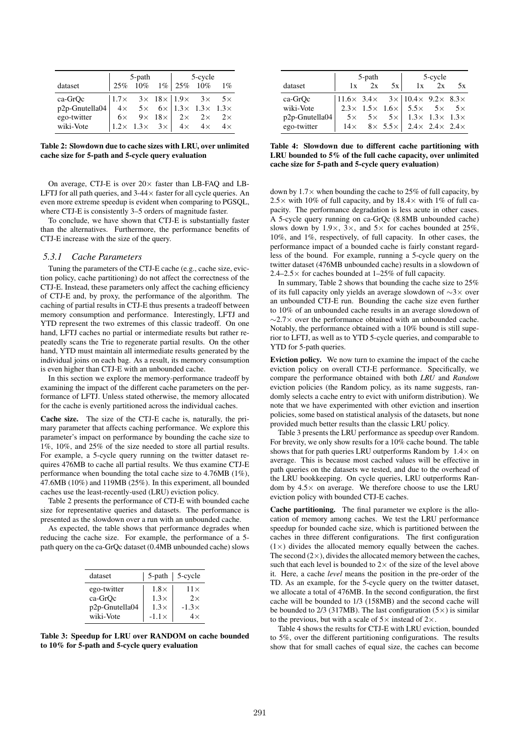| dataset | 5-path | | | 5-cycle | | |
|---|---|---|---|---|---|---|
| | 25% | 10% | 1% | 25% | 10% | 1% |
| ca-GrQc | 1.7× | 3× | 18× | 1.9× | 3× | 5× |
| p2p-Gnutella04 | 4× | 5× | 6× | 1.3× | 1.3× | 1.3× |
| ego-twitter | 6× | 9× | 18× | 2× | 2× | 2× |
| wiki-Vote | 1.2× | 1.3× | 3× | 4× | 4× | 4× |

**Table 2: Slowdown due to cache sizes with LRU, over unlimited cache size for 5-path and 5-cycle query evaluation**

On average, CTJ-E is over 20× faster than LB-FAQ and LB-LFTJ for all path queries, and 3-44× faster for all cycle queries. An even more extreme speedup is evident when comparing to PGSQL, where CTJ-E is consistently 3–5 orders of magnitude faster.

To conclude, we have shown that CTJ-E is substantially faster than the alternatives. Furthermore, the performance benefits of CTJ-E increase with the size of the query.

### 5.3.1 Cache Parameters

Tuning the parameters of the CTJ-E cache (e.g., cache size, eviction policy, cache partitioning) do not affect the correctness of the CTJ-E. Instead, these parameters only affect the caching efficiency of CTJ-E and, by proxy, the performance of the algorithm. The caching of partial results in CTJ-E thus presents a tradeoff between memory consumption and performance. Interestingly, LFTJ and YTD represent the two extremes of this classic tradeoff. On one hand, LFTJ caches no partial or intermediate results but rather repeatedly scans the Trie to regenerate partial results. On the other hand, YTD must maintain all intermediate results generated by the individual joins on each bag. As a result, its memory consumption is even higher than CTJ-E with an unbounded cache.

In this section we explore the memory-performance tradeoff by examining the impact of the different cache parameters on the performance of LFTJ. Unless stated otherwise, the memory allocated for the cache is evenly partitioned across the individual caches.

**Cache size.** The size of the CTJ-E cache is, naturally, the primary parameter that affects caching performance. We explore this parameter's impact on performance by bounding the cache size to 1%, 10%, and 25% of the size needed to store all partial results. For example, a 5-cycle query running on the twitter dataset requires 476MB to cache all partial results. We thus examine CTJ-E performance when bounding the total cache size to 4.76MB (1%), 47.6MB (10%) and 119MB (25%). In this experiment, all bounded caches use the least-recently-used (LRU) eviction policy.

Table 2 presents the performance of CTJ-E with bounded cache size for representative queries and datasets. The performance is presented as the slowdown over a run with an unbounded cache.

As expected, the table shows that performance degrades when reducing the cache size. For example, the performance of a 5-path query on the ca-GrQc dataset (0.4MB unbounded cache) slows down by 1.7× when bounding the cache to 25% of full capacity, by 2.5× with 10% of full capacity, and by 18.4× with 1% of full capacity. The performance degradation is less acute in other cases. A 5-cycle query running on ca-GrQc (8.8MB unbounded cache) slows down by 1.9×, 3×, and 5× for caches bounded at 25%, 10%, and 1%, respectively, of full capacity. In other cases, the performance impact of a bounded cache is fairly constant regardless of the bound. For example, running a 5-cycle query on the twitter dataset (476MB unbounded cache) results in a slowdown of 2.4–2.5× for caches bounded at 1–25% of full capacity.

| dataset | 5-path | 5-cycle |
|---|---|---|
| ego-twitter | 1.8× | 11× |
| ca-GrQc | 1.3× | 2× |
| p2p-Gnutella04 | 1.3× | -1.3× |
| wiki-Vote | -1.1× | 4× |

**Table 3: Speedup for LRU over RANDOM on cache bounded to 10% for 5-path and 5-cycle query evaluation**

| dataset | 5-path | | | 5-cycle | | |
|---|---|---|---|---|---|---|
| | 1x | 2x | 5x | 1x | 2x | 5x |
| ca-GrQc | 11.6× | 3.4× | 3× | 10.4× | 9.2× | 8.3× |
| wiki-Vote | 2.3× | 1.5× | 1.6× | 5.5× | 5× | 5× |
| p2p-Gnutella04 | 5× | 5× | 5× | 1.3× | 1.3× | 1.3× |
| ego-twitter | 14× | 8× | 5.5× | 2.4× | 2.4× | 2.4× |

**Table 4: Slowdown due to different cache partitioning with LRU bounded to 5% of the full cache capacity, over unlimited cache size for 5-path and 5-cycle query evaluation)**

In summary, Table 2 shows that bounding the cache size to 25% of its full capacity only yields an average slowdown of ∼3× over an unbounded CTJ-E run. Bounding the cache size even further to 10% of an unbounded cache results in an average slowdown of ∼2.7× over the performance obtained with an unbounded cache. Notably, the performance obtained with a 10% bound is still superior to LFTJ, as well as to YTD 5-cycle queries, and comparable to YTD for 5-path queries.

**Eviction policy.** We now turn to examine the impact of the cache eviction policy on overall CTJ-E performance. Specifically, we compare the performance obtained with both *LRU* and *Random* eviction policies (the Random policy, as its name suggests, randomly selects a cache entry to evict with uniform distribution). We note that we have experimented with other eviction and insertion policies, some based on statistical analysis of the datasets, but none provided much better results than the classic LRU policy.

Table 3 presents the LRU performance as speedup over Random. For brevity, we only show results for a 10% cache bound. The table shows that for path queries LRU outperforms Random by 1.4× on average. This is because most cached values will be effective in path queries on the datasets we tested, and due to the overhead of the LRU bookkeeping. On cycle queries, LRU outperforms Random by 4.5× on average. We therefore choose to use the LRU eviction policy with bounded CTJ-E caches.

**Cache partitioning.** The final parameter we explore is the allocation of memory among caches. We test the LRU performance speedup for bounded cache size, which is partitioned between the caches in three different configurations. The first configuration (1×) divides the allocated memory equally between the caches. The second (2×), divides the allocated memory between the caches, such that each level is bounded to 2× of the size of the level above it. Here, a cache *level* means the position in the pre-order of the TD. As an example, for the 5-cycle query on the twitter dataset, we allocate a total of 476MB. In the second configuration, the first cache will be bounded to 1/3 (158MB) and the second cache will be bounded to 2/3 (317MB). The last configuration (5×) is similar to the previous, but with a scale of 5× instead of 2×.

Table 4 shows the results for CTJ-E with LRU eviction, bounded to 5%, over the different partitioning configurations. The results show that for small caches of equal size, the caches can become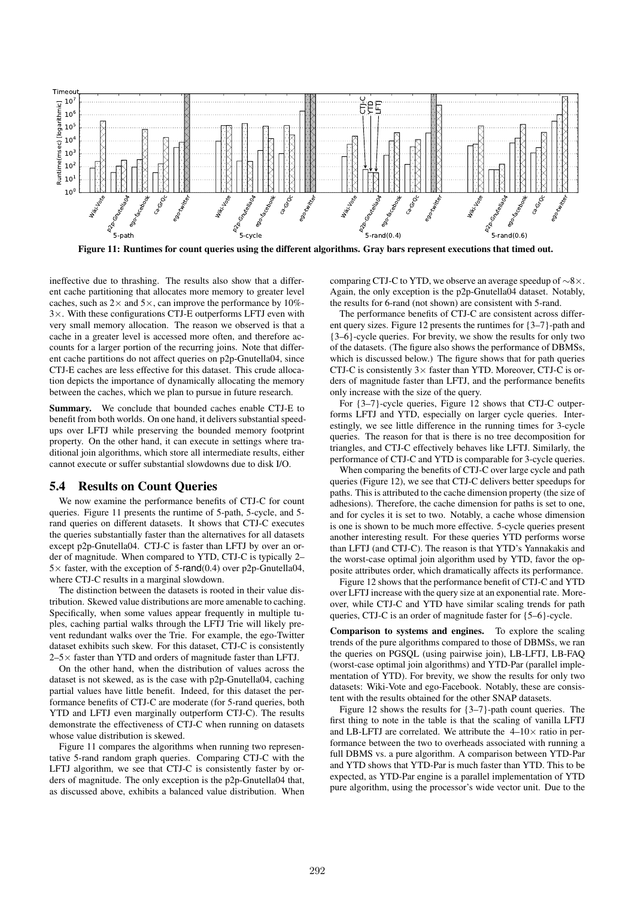Figure 11: Runtimes for count queries using the different algorithms. Gray bars represent executions that timed out.

ineffective due to thrashing. The results also show that a different cache partitioning that allocates more memory to greater level caches, such as 2× and 5×, can improve the performance by 10%-3×. With these configurations CTJ-E outperforms LFTJ even with very small memory allocation. The reason we observed is that a cache in a greater level is accessed more often, and therefore accounts for a larger portion of the recurring joins. Note that different cache partitions do not affect queries on p2p-Gnutella04, since CTJ-E caches are less effective for this dataset. This crude allocation depicts the importance of dynamically allocating the memory between the caches, which we plan to pursue in future research.

**Summary.** We conclude that bounded caches enable CTJ-E to benefit from both worlds. On one hand, it delivers substantial speedups over LFTJ while preserving the bounded memory footprint property. On the other hand, it can execute in settings where traditional join algorithms, which store all intermediate results, either cannot execute or suffer substantial slowdowns due to disk I/O.

## 5.4 Results on Count Queries

We now examine the performance benefits of CTJ-C for count queries. Figure 11 presents the runtime of 5-path, 5-cycle, and 5-rand queries on different datasets. It shows that CTJ-C executes the queries substantially faster than the alternatives for all datasets except p2p-Gnutella04. CTJ-C is faster than LFTJ by over an order of magnitude. When compared to YTD, CTJ-C is typically 2–5× faster, with the exception of 5-rand(0.4) over p2p-Gnutella04, where CTJ-C results in a marginal slowdown.

The distinction between the datasets is rooted in their value distribution. Skewed value distributions are more amenable to caching. Specifically, when some values appear frequently in multiple tuples, caching partial walks through the LFTJ Trie will likely prevent redundant walks over the Trie. For example, the ego-Twitter dataset exhibits such skew. For this dataset, CTJ-C is consistently 2–5× faster than YTD and orders of magnitude faster than LFTJ.

On the other hand, when the distribution of values across the dataset is not skewed, as is the case with p2p-Gnutella04, caching partial values have little benefit. Indeed, for this dataset the performance benefits of CTJ-C are moderate (for 5-rand queries, both YTD and LFTJ even marginally outperform CTJ-C). The results demonstrate the effectiveness of CTJ-C when running on datasets whose value distribution is skewed.

Figure 11 compares the algorithms when running two representative 5-rand random graph queries. Comparing CTJ-C with the LFTJ algorithm, we see that CTJ-C is consistently faster by orders of magnitude. The only exception is the p2p-Gnutella04 that, as discussed above, exhibits a balanced value distribution. When comparing CTJ-C to YTD, we observe an average speedup of ∼8×. Again, the only exception is the p2p-Gnutella04 dataset. Notably, the results for 6-rand (not shown) are consistent with 5-rand.

The performance benefits of CTJ-C are consistent across different query sizes. Figure 12 presents the runtimes for {3–7}-path and {3–6}-cycle queries. For brevity, we show the results for only two of the datasets. (The figure also shows the performance of DBMSs, which is discussed below.) The figure shows that for path queries CTJ-C is consistently 3× faster than YTD. Moreover, CTJ-C is orders of magnitude faster than LFTJ, and the performance benefits only increase with the size of the query.

For {3–7}-cycle queries, Figure 12 shows that CTJ-C outperforms LFTJ and YTD, especially on larger cycle queries. Interestingly, we see little difference in the running times for 3-cycle queries. The reason for that is there is no tree decomposition for triangles, and CTJ-C effectively behaves like LFTJ. Similarly, the performance of CTJ-C and YTD is comparable for 3-cycle queries.

When comparing the benefits of CTJ-C over large cycle and path queries (Figure 12), we see that CTJ-C delivers better speedups for paths. This is attributed to the cache dimension property (the size of adhesions). Therefore, the cache dimension for paths is set to one, and for cycles it is set to two. Notably, a cache whose dimension is one is shown to be much more effective. 5-cycle queries present another interesting result. For these queries YTD performs worse than LFTJ (and CTJ-C). The reason is that YTD's Yannakakis and the worst-case optimal join algorithm used by YTD, favor the opposite attributes order, which dramatically affects its performance.

Figure 12 shows that the performance benefit of CTJ-C and YTD over LFTJ increase with the query size at an exponential rate. Moreover, while CTJ-C and YTD have similar scaling trends for path queries, CTJ-C is an order of magnitude faster for {5–6}-cycle.

**Comparison to systems and engines.** To explore the scaling trends of the pure algorithms compared to those of DBMSs, we ran the queries on PGSQL (using pairwise join), LB-LFTJ, LB-FAQ (worst-case optimal join algorithms) and YTD-Par (parallel implementation of YTD). For brevity, we show the results for only two datasets: Wiki-Vote and ego-Facebook. Notably, these are consistent with the results obtained for the other SNAP datasets.

Figure 12 shows the results for {3–7}-path count queries. The first thing to note in the table is that the scaling of vanilla LFTJ and LB-LFTJ are correlated. We attribute the 4–10× ratio in performance between the two to overheads associated with running a full DBMS vs. a pure algorithm. A comparison between YTD-Par and YTD shows that YTD-Par is much faster than YTD. This to be expected, as YTD-Par engine is a parallel implementation of YTD pure algorithm, using the processor's wide vector unit. Due to the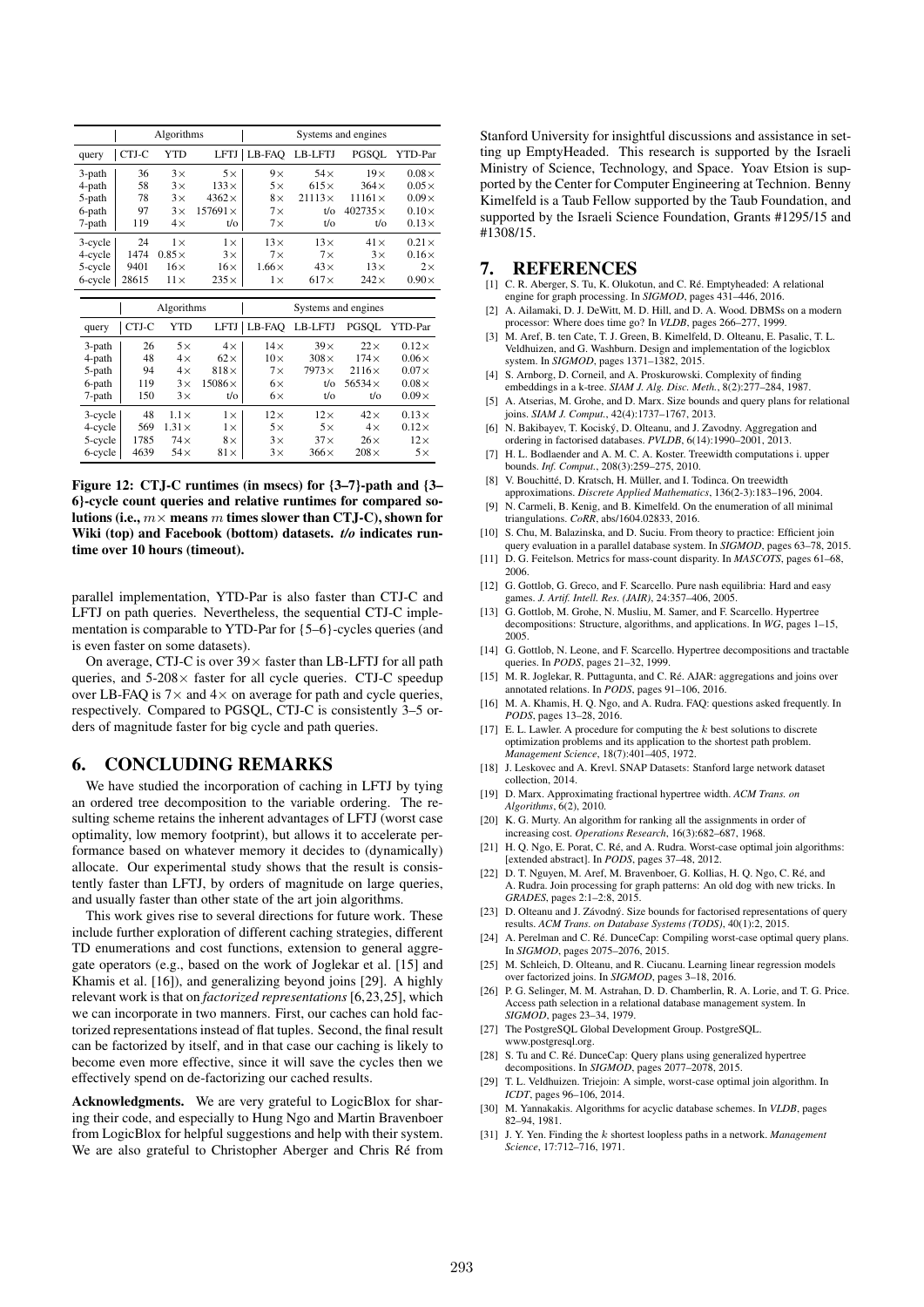| | Algorithms | | | Systems and engines | | | |
|---|---|---|---|---|---|---|---|
| query | CTJ-C | YTD | LFTJ | LB-FAQ | LB-LFTJ | PGSQL | YTD-Par |
| 3-path | 36 | 3× | 5× | 9× | 54× | 19× | 0.08× |
| 4-path | 58 | 3× | 133× | 5× | 615× | 364× | 0.05× |
| 5-path | 78 | 3× | 4362× | 8× | 21113× | 11161× | 0.09× |
| 6-path | 97 | 3× | 157691× | 7× | t/o | 402735× | 0.10× |
| 7-path | 119 | 4× | t/o | 7× | t/o | t/o | 0.13× |
| 3-cycle | 24 | 1× | 1× | 13× | 13× | 41× | 0.21× |
| 4-cycle | 1474 | 0.85× | 3× | 7× | 7× | 3× | 0.16× |
| 5-cycle | 9401 | 16× | 16× | 1.66× | 43× | 13× | 2× |
| 6-cycle | 28615 | 11× | 235× | 1× | 617× | 242× | 0.90× |

| | Algorithms | | | Systems and engines | | | |
|---|---|---|---|---|---|---|---|
| query | CTJ-C | YTD | LFTJ | LB-FAQ | LB-LFTJ | PGSQL | YTD-Par |
| 3-path | 26 | 5× | 4× | 14× | 39× | 22× | 0.12× |
| 4-path | 48 | 4× | 62× | 10× | 308× | 174× | 0.06× |
| 5-path | 94 | 4× | 818× | 7× | 7973× | 2116× | 0.07× |
| 6-path | 119 | 3× | 15086× | 6× | t/o | 56534× | 0.08× |
| 7-path | 150 | 3× | t/o | 6× | t/o | t/o | 0.09× |
| 3-cycle | 48 | 1.1× | 1× | 12× | 12× | 42× | 0.13× |
| 4-cycle | 569 | 1.31× | 1× | 5× | 5× | 4× | 0.12× |
| 5-cycle | 1785 | 74× | 8× | 3× | 37× | 26× | 12× |
| 6-cycle | 4639 | 54× | 81× | 3× | 366× | 208× | 5× |

**Figure 12: CTJ-C runtimes (in msecs) for {3–7}-path and {3–6}-cycle count queries and relative runtimes for compared solutions (i.e., $m\times$ means $m$ times slower than CTJ-C), shown for Wiki (top) and Facebook (bottom) datasets. *t/o* indicates runtime over 10 hours (timeout).**

parallel implementation, YTD-Par is also faster than CTJ-C and LFTJ on path queries. Nevertheless, the sequential CTJ-C implementation is comparable to YTD-Par for {5–6}-cycles queries (and is even faster on some datasets).

On average, CTJ-C is over 39× faster than LB-LFTJ for all path queries, and 5-208× faster for all cycle queries. CTJ-C speedup over LB-FAQ is 7× and 4× on average for path and cycle queries, respectively. Compared to PGSQL, CTJ-C is consistently 3–5 orders of magnitude faster for big cycle and path queries.

# 6. CONCLUDING REMARKS

We have studied the incorporation of caching in LFTJ by tying an ordered tree decomposition to the variable ordering. The resulting scheme retains the inherent advantages of LFTJ (worst case optimality, low memory footprint), but allows it to accelerate performance based on whatever memory it decides to (dynamically) allocate. Our experimental study shows that the result is consistently faster than LFTJ, by orders of magnitude on large queries, and usually faster than other state of the art join algorithms.

This work gives rise to several directions for future work. These include further exploration of different caching strategies, different TD enumerations and cost functions, extension to general aggregate operators (e.g., based on the work of Joglekar et al. [15] and Khamis et al. [16]), and generalizing beyond joins [29]. A highly relevant work is that on *factorized representations* [6,23,25], which we can incorporate in two manners. First, our caches can hold factorized representations instead of flat tuples. Second, the final result can be factorized by itself, and in that case our caching is likely to become even more effective, since it will save the cycles then we effectively spend on de-factorizing our cached results.

**Acknowledgments.** We are very grateful to LogicBlox for sharing their code, and especially to Hung Ngo and Martin Bravenboer from LogicBlox for helpful suggestions and help with their system. We are also grateful to Christopher Aberger and Chris Ré from Stanford University for insightful discussions and assistance in setting up EmptyHeaded. This research is supported by the Israeli Ministry of Science, Technology, and Space. Yoav Etsion is supported by the Center for Computer Engineering at Technion. Benny Kimelfeld is a Taub Fellow supported by the Taub Foundation, and supported by the Israeli Science Foundation, Grants #1295/15 and #1308/15.

# 7. REFERENCES

- [1] C. R. Aberger, S. Tu, K. Olukotun, and C. Ré. Emptyheaded: A relational engine for graph processing. In *SIGMOD*, pages 431–446, 2016.
- [2] A. Ailamaki, D. J. DeWitt, M. D. Hill, and D. A. Wood. DBMSs on a modern processor: Where does time go? In *VLDB*, pages 266–277, 1999.
- [3] M. Aref, B. ten Cate, T. J. Green, B. Kimelfeld, D. Olteanu, E. Pasalic, T. L. Veldhuizen, and G. Washburn. Design and implementation of the logicblox system. In *SIGMOD*, pages 1371–1382, 2015.
- [4] S. Arnborg, D. Corneil, and A. Proskurowski. Complexity of finding embeddings in a k-tree. *SIAM J. Alg. Disc. Meth.*, 8(2):277–284, 1987.
- [5] A. Atserias, M. Grohe, and D. Marx. Size bounds and query plans for relational joins. *SIAM J. Comput.*, 42(4):1737–1767, 2013.
- [6] N. Bakibayev, T. Kociský, D. Olteanu, and J. Zavodny. Aggregation and ordering in factorised databases. *PVLDB*, 6(14):1990–2001, 2013.
- [7] H. L. Bodlaender and A. M. C. A. Koster. Treewidth computations i. upper bounds. *Inf. Comput.*, 208(3):259–275, 2010.
- [8] V. Bouchitté, D. Kratsch, H. Müller, and I. Todinca. On treewidth approximations. *Discrete Applied Mathematics*, 136(2-3):183–196, 2004.
- [9] N. Carmeli, B. Kenig, and B. Kimelfeld. On the enumeration of all minimal triangulations. *CoRR*, abs/1604.02833, 2016.
- [10] S. Chu, M. Balazinska, and D. Suciu. From theory to practice: Efficient join query evaluation in a parallel database system. In *SIGMOD*, pages 63–78, 2015.
- [11] D. G. Feitelson. Metrics for mass-count disparity. In *MASCOTS*, pages 61–68, 2006.
- [12] G. Gottlob, G. Greco, and F. Scarcello. Pure nash equilibria: Hard and easy games. *J. Artif. Intell. Res. (JAIR)*, 24:357–406, 2005.
- [13] G. Gottlob, M. Grohe, N. Musliu, M. Samer, and F. Scarcello. Hypertree decompositions: Structure, algorithms, and applications. In *WG*, pages 1–15, 2005.
- [14] G. Gottlob, N. Leone, and F. Scarcello. Hypertree decompositions and tractable queries. In *PODS*, pages 21–32, 1999.
- [15] M. R. Joglekar, R. Puttagunta, and C. Ré. AJAR: aggregations and joins over annotated relations. In *PODS*, pages 91–106, 2016.
- [16] M. A. Khamis, H. Q. Ngo, and A. Rudra. FAQ: questions asked frequently. In *PODS*, pages 13–28, 2016.
- [17] E. L. Lawler. A procedure for computing the $k$ best solutions to discrete optimization problems and its application to the shortest path problem. *Management Science*, 18(7):401–405, 1972.
- [18] J. Leskovec and A. Krevl. SNAP Datasets: Stanford large network dataset collection, 2014.
- [19] D. Marx. Approximating fractional hypertree width. *ACM Trans. on Algorithms*, 6(2), 2010.
- [20] K. G. Murty. An algorithm for ranking all the assignments in order of increasing cost. *Operations Research*, 16(3):682–687, 1968.
- [21] H. Q. Ngo, E. Porat, C. Ré, and A. Rudra. Worst-case optimal join algorithms: [extended abstract]. In *PODS*, pages 37–48, 2012.
- [22] D. T. Nguyen, M. Aref, M. Bravenboer, G. Kollias, H. Q. Ngo, C. Ré, and A. Rudra. Join processing for graph patterns: An old dog with new tricks. In *GRADES*, pages 2:1–2:8, 2015.
- [23] D. Olteanu and J. Závodný. Size bounds for factorised representations of query results. *ACM Trans. on Database Systems (TODS)*, 40(1):2, 2015.
- [24] A. Perelman and C. Ré. DunceCap: Compiling worst-case optimal query plans. In *SIGMOD*, pages 2075–2076, 2015.
- [25] M. Schleich, D. Olteanu, and R. Ciucanu. Learning linear regression models over factorized joins. In *SIGMOD*, pages 3–18, 2016.
- [26] P. G. Selinger, M. M. Astrahan, D. D. Chamberlin, R. A. Lorie, and T. G. Price. Access path selection in a relational database management system. In *SIGMOD*, pages 23–34, 1979.
- [27] The PostgreSQL Global Development Group. PostgreSQL. www.postgresql.org.
- [28] S. Tu and C. Ré. DunceCap: Query plans using generalized hypertree decompositions. In *SIGMOD*, pages 2077–2078, 2015.
- [29] T. L. Veldhuizen. Triejoin: A simple, worst-case optimal join algorithm. In *ICDT*, pages 96–106, 2014.
- [30] M. Yannakakis. Algorithms for acyclic database schemes. In *VLDB*, pages 82–94, 1981.
- [31] J. Y. Yen. Finding the $k$ shortest loopless paths in a network. *Management Science*, 17:712–716, 1971.